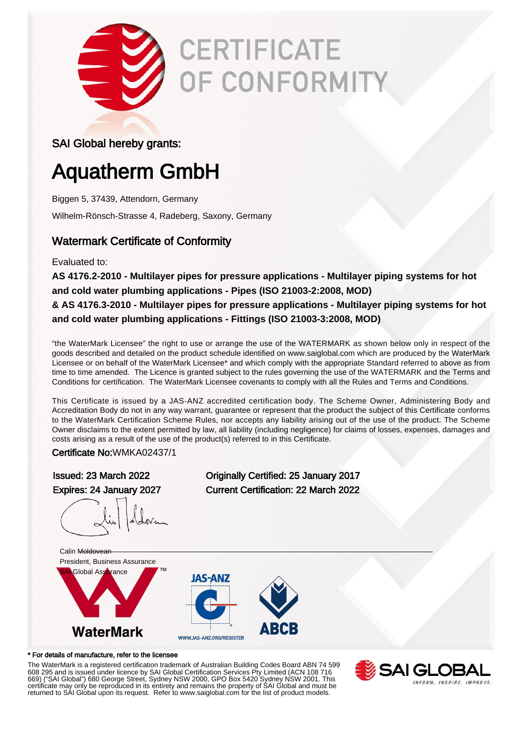# CERTIFICATE OF CONFORMITY

SAI Global hereby grants:

## Aquatherm GmbH

Biggen 5, 37439, Attendorn, Germany

Wilhelm-Rönsch-Strasse 4, Radeberg, Saxony, Germany

### Watermark Certificate of Conformity

Evaluated to:

**AS 4176.2-2010 - Multilayer pipes for pressure applications - Multilayer piping systems for hot and cold water plumbing applications - Pipes (ISO 21003-2:2008, MOD)**
**& AS 4176.3-2010 - Multilayer pipes for pressure applications - Multilayer piping systems for hot and cold water plumbing applications - Fittings (ISO 21003-3:2008, MOD)**

"the WaterMark Licensee" the right to use or arrange the use of the WATERMARK as shown below only in respect of the goods described and detailed on the product schedule identified on www.saiglobal.com which are produced by the WaterMark Licensee or on behalf of the WaterMark Licensee* and which comply with the appropriate Standard referred to above as from time to time amended. The Licence is granted subject to the rules governing the use of the WATERMARK and the Terms and Conditions for certification. The WaterMark Licensee covenants to comply with all the Rules and Terms and Conditions.

This Certificate is issued by a JAS-ANZ accredited certification body. The Scheme Owner, Administering Body and Accreditation Body do not in any way warrant, guarantee or represent that the product the subject of this Certificate conforms to the WaterMark Certification Scheme Rules, nor accepts any liability arising out of the use of the product. The Scheme Owner disclaims to the extent permitted by law, all liability (including negligence) for claims of losses, expenses, damages and costs arising as a result of the use of the product(s) referred to in this Certificate.

Certificate No:WMKA02437/1

Issued: 23 March 2022
Expires: 24 January 2027

Originally Certified: 25 January 2017
Current Certification: 22 March 2022

Calin Moldovean
President, Business Assurance
SAI Global Assurance

WaterMark

JAS-ANZ

WWW.JAS-ANZ.ORG/REGISTER

ABCB

\* For details of manufacture, refer to the licensee

The WaterMark is a registered certification trademark of Australian Building Codes Board ABN 74 599 608 295 and is issued under licence by SAI Global Certification Services Pty Limited (ACN 108 716 669) ("SAI Global") 680 George Street, Sydney NSW 2000, GPO Box 5420 Sydney NSW 2001. This certificate may only be reproduced in its entirety and remains the property of SAI Global and must be returned to SAI Global upon its request. Refer to www.saiglobal.com for the list of product models.

SAI GLOBAL
INFORM. INSPIRE. IMPROVE.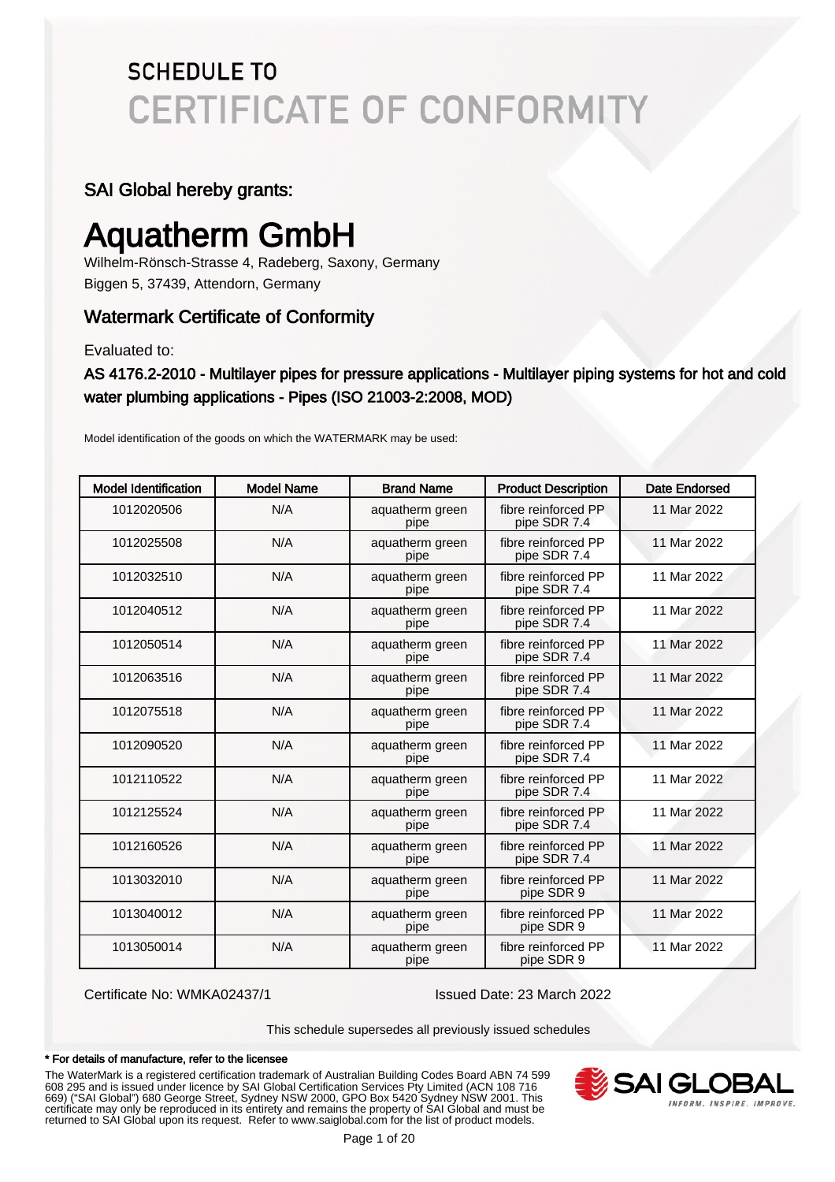# SCHEDULE TO CERTIFICATE OF CONFORMITY

## SAI Global hereby grants:

# Aquatherm GmbH

Wilhelm-Rönsch-Strasse 4, Radeberg, Saxony, Germany
Biggen 5, 37439, Attendorn, Germany

## Watermark Certificate of Conformity

Evaluated to:

**AS 4176.2-2010 - Multilayer pipes for pressure applications - Multilayer piping systems for hot and cold water plumbing applications - Pipes (ISO 21003-2:2008, MOD)**

Model identification of the goods on which the WATERMARK may be used:

| Model Identification | Model Name | Brand Name | Product Description | Date Endorsed |
|---|---|---|---|---|
| 1012020506 | N/A | aquatherm green pipe | fibre reinforced PP pipe SDR 7.4 | 11 Mar 2022 |
| 1012025508 | N/A | aquatherm green pipe | fibre reinforced PP pipe SDR 7.4 | 11 Mar 2022 |
| 1012032510 | N/A | aquatherm green pipe | fibre reinforced PP pipe SDR 7.4 | 11 Mar 2022 |
| 1012040512 | N/A | aquatherm green pipe | fibre reinforced PP pipe SDR 7.4 | 11 Mar 2022 |
| 1012050514 | N/A | aquatherm green pipe | fibre reinforced PP pipe SDR 7.4 | 11 Mar 2022 |
| 1012063516 | N/A | aquatherm green pipe | fibre reinforced PP pipe SDR 7.4 | 11 Mar 2022 |
| 1012075518 | N/A | aquatherm green pipe | fibre reinforced PP pipe SDR 7.4 | 11 Mar 2022 |
| 1012090520 | N/A | aquatherm green pipe | fibre reinforced PP pipe SDR 7.4 | 11 Mar 2022 |
| 1012110522 | N/A | aquatherm green pipe | fibre reinforced PP pipe SDR 7.4 | 11 Mar 2022 |
| 1012125524 | N/A | aquatherm green pipe | fibre reinforced PP pipe SDR 7.4 | 11 Mar 2022 |
| 1012160526 | N/A | aquatherm green pipe | fibre reinforced PP pipe SDR 7.4 | 11 Mar 2022 |
| 1013032010 | N/A | aquatherm green pipe | fibre reinforced PP pipe SDR 9 | 11 Mar 2022 |
| 1013040012 | N/A | aquatherm green pipe | fibre reinforced PP pipe SDR 9 | 11 Mar 2022 |
| 1013050014 | N/A | aquatherm green pipe | fibre reinforced PP pipe SDR 9 | 11 Mar 2022 |

Certificate No: WMKA02437/1

Issued Date: 23 March 2022

This schedule supersedes all previously issued schedules

**\* For details of manufacture, refer to the licensee**

The WaterMark is a registered certification trademark of Australian Building Codes Board ABN 74 599 608 295 and is issued under licence by SAI Global Certification Services Pty Limited (ACN 108 716 669) ("SAI Global") 680 George Street, Sydney NSW 2000, GPO Box 5420 Sydney NSW 2001. This certificate may only be reproduced in its entirety and remains the property of SAI Global and must be returned to SAI Global upon its request. Refer to www.saiglobal.com for the list of product models.

SAI GLOBAL
INFORM. INSPIRE. IMPROVE.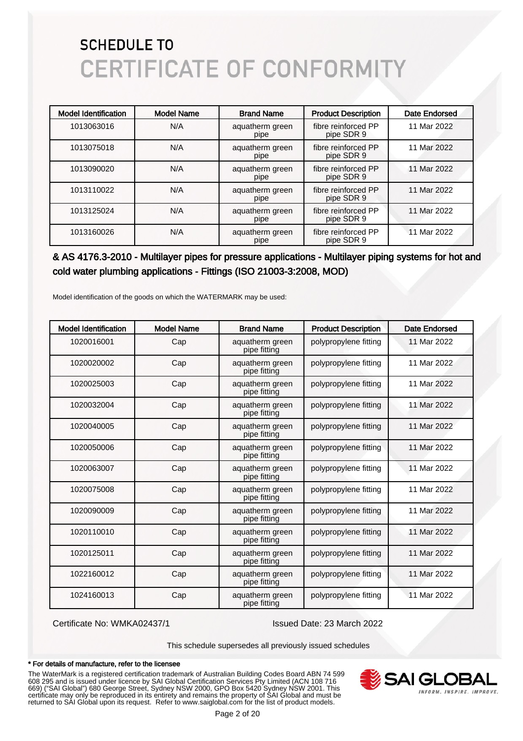# SCHEDULE TO CERTIFICATE OF CONFORMITY

| Model Identification | Model Name | Brand Name | Product Description | Date Endorsed |
|---|---|---|---|---|
| 1013063016 | N/A | aquatherm green pipe | fibre reinforced PP pipe SDR 9 | 11 Mar 2022 |
| 1013075018 | N/A | aquatherm green pipe | fibre reinforced PP pipe SDR 9 | 11 Mar 2022 |
| 1013090020 | N/A | aquatherm green pipe | fibre reinforced PP pipe SDR 9 | 11 Mar 2022 |
| 1013110022 | N/A | aquatherm green pipe | fibre reinforced PP pipe SDR 9 | 11 Mar 2022 |
| 1013125024 | N/A | aquatherm green pipe | fibre reinforced PP pipe SDR 9 | 11 Mar 2022 |
| 1013160026 | N/A | aquatherm green pipe | fibre reinforced PP pipe SDR 9 | 11 Mar 2022 |

## & AS 4176.3-2010 - Multilayer pipes for pressure applications - Multilayer piping systems for hot and cold water plumbing applications - Fittings (ISO 21003-3:2008, MOD)

Model identification of the goods on which the WATERMARK may be used:

| Model Identification | Model Name | Brand Name | Product Description | Date Endorsed |
|---|---|---|---|---|
| 1020016001 | Cap | aquatherm green pipe fitting | polypropylene fitting | 11 Mar 2022 |
| 1020020002 | Cap | aquatherm green pipe fitting | polypropylene fitting | 11 Mar 2022 |
| 1020025003 | Cap | aquatherm green pipe fitting | polypropylene fitting | 11 Mar 2022 |
| 1020032004 | Cap | aquatherm green pipe fitting | polypropylene fitting | 11 Mar 2022 |
| 1020040005 | Cap | aquatherm green pipe fitting | polypropylene fitting | 11 Mar 2022 |
| 1020050006 | Cap | aquatherm green pipe fitting | polypropylene fitting | 11 Mar 2022 |
| 1020063007 | Cap | aquatherm green pipe fitting | polypropylene fitting | 11 Mar 2022 |
| 1020075008 | Cap | aquatherm green pipe fitting | polypropylene fitting | 11 Mar 2022 |
| 1020090009 | Cap | aquatherm green pipe fitting | polypropylene fitting | 11 Mar 2022 |
| 1020110010 | Cap | aquatherm green pipe fitting | polypropylene fitting | 11 Mar 2022 |
| 1020125011 | Cap | aquatherm green pipe fitting | polypropylene fitting | 11 Mar 2022 |
| 1022160012 | Cap | aquatherm green pipe fitting | polypropylene fitting | 11 Mar 2022 |
| 1024160013 | Cap | aquatherm green pipe fitting | polypropylene fitting | 11 Mar 2022 |

Certificate No: WMKA02437/1

Issued Date: 23 March 2022

This schedule supersedes all previously issued schedules

**\* For details of manufacture, refer to the licensee**

The WaterMark is a registered certification trademark of Australian Building Codes Board ABN 74 599 608 295 and is issued under licence by SAI Global Certification Services Pty Limited (ACN 108 716 669) ("SAI Global") 680 George Street, Sydney NSW 2000, GPO Box 5420 Sydney NSW 2001. This certificate may only be reproduced in its entirety and remains the property of SAI Global and must be returned to SAI Global upon its request. Refer to www.saiglobal.com for the list of product models.

SAI GLOBAL
INFORM. INSPIRE. IMPROVE.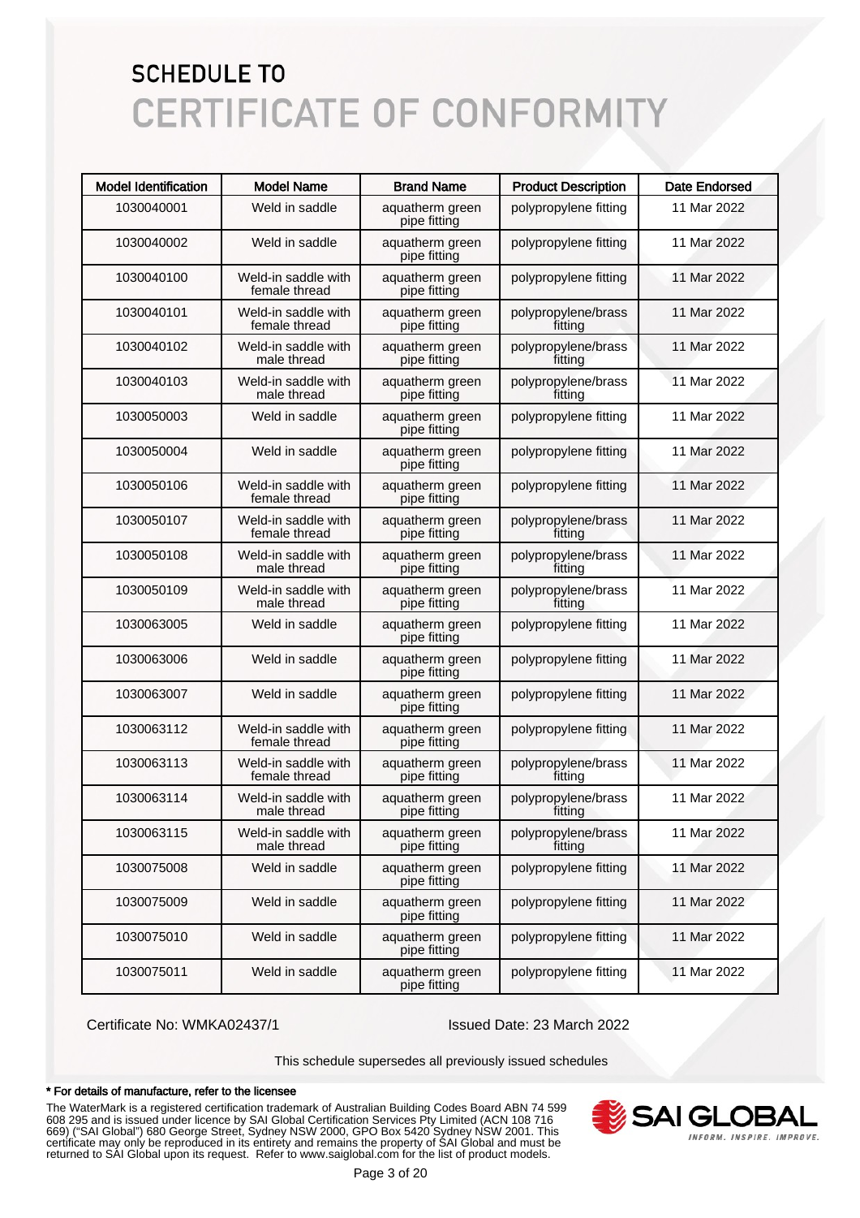# SCHEDULE TO
# CERTIFICATE OF CONFORMITY

| Model Identification | Model Name | Brand Name | Product Description | Date Endorsed |
|---|---|---|---|---|
| 1030040001 | Weld in saddle | aquatherm green pipe fitting | polypropylene fitting | 11 Mar 2022 |
| 1030040002 | Weld in saddle | aquatherm green pipe fitting | polypropylene fitting | 11 Mar 2022 |
| 1030040100 | Weld-in saddle with female thread | aquatherm green pipe fitting | polypropylene fitting | 11 Mar 2022 |
| 1030040101 | Weld-in saddle with female thread | aquatherm green pipe fitting | polypropylene/brass fitting | 11 Mar 2022 |
| 1030040102 | Weld-in saddle with male thread | aquatherm green pipe fitting | polypropylene/brass fitting | 11 Mar 2022 |
| 1030040103 | Weld-in saddle with male thread | aquatherm green pipe fitting | polypropylene/brass fitting | 11 Mar 2022 |
| 1030050003 | Weld in saddle | aquatherm green pipe fitting | polypropylene fitting | 11 Mar 2022 |
| 1030050004 | Weld in saddle | aquatherm green pipe fitting | polypropylene fitting | 11 Mar 2022 |
| 1030050106 | Weld-in saddle with female thread | aquatherm green pipe fitting | polypropylene fitting | 11 Mar 2022 |
| 1030050107 | Weld-in saddle with female thread | aquatherm green pipe fitting | polypropylene/brass fitting | 11 Mar 2022 |
| 1030050108 | Weld-in saddle with male thread | aquatherm green pipe fitting | polypropylene/brass fitting | 11 Mar 2022 |
| 1030050109 | Weld-in saddle with male thread | aquatherm green pipe fitting | polypropylene/brass fitting | 11 Mar 2022 |
| 1030063005 | Weld in saddle | aquatherm green pipe fitting | polypropylene fitting | 11 Mar 2022 |
| 1030063006 | Weld in saddle | aquatherm green pipe fitting | polypropylene fitting | 11 Mar 2022 |
| 1030063007 | Weld in saddle | aquatherm green pipe fitting | polypropylene fitting | 11 Mar 2022 |
| 1030063112 | Weld-in saddle with female thread | aquatherm green pipe fitting | polypropylene fitting | 11 Mar 2022 |
| 1030063113 | Weld-in saddle with female thread | aquatherm green pipe fitting | polypropylene/brass fitting | 11 Mar 2022 |
| 1030063114 | Weld-in saddle with male thread | aquatherm green pipe fitting | polypropylene/brass fitting | 11 Mar 2022 |
| 1030063115 | Weld-in saddle with male thread | aquatherm green pipe fitting | polypropylene/brass fitting | 11 Mar 2022 |
| 1030075008 | Weld in saddle | aquatherm green pipe fitting | polypropylene fitting | 11 Mar 2022 |
| 1030075009 | Weld in saddle | aquatherm green pipe fitting | polypropylene fitting | 11 Mar 2022 |
| 1030075010 | Weld in saddle | aquatherm green pipe fitting | polypropylene fitting | 11 Mar 2022 |
| 1030075011 | Weld in saddle | aquatherm green pipe fitting | polypropylene fitting | 11 Mar 2022 |

Certificate No: WMKA02437/1

Issued Date: 23 March 2022

This schedule supersedes all previously issued schedules

**\* For details of manufacture, refer to the licensee**

The WaterMark is a registered certification trademark of Australian Building Codes Board ABN 74 599 608 295 and is issued under licence by SAI Global Certification Services Pty Limited (ACN 108 716 669) ("SAI Global") 680 George Street, Sydney NSW 2000, GPO Box 5420 Sydney NSW 2001. This certificate may only be reproduced in its entirety and remains the property of SAI Global and must be returned to SAI Global upon its request. Refer to www.saiglobal.com for the list of product models.

SAI GLOBAL
INFORM. INSPIRE. IMPROVE.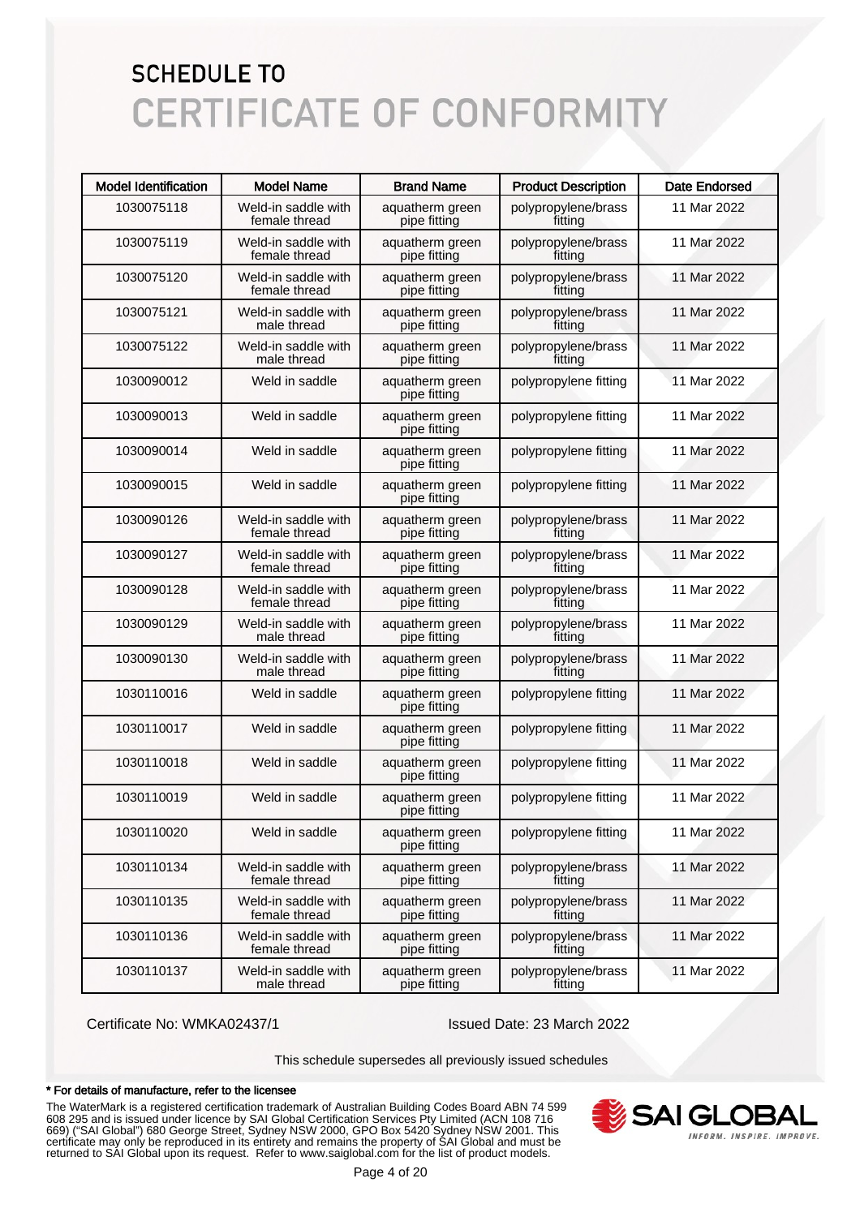# SCHEDULE TO
# CERTIFICATE OF CONFORMITY

| Model Identification | Model Name | Brand Name | Product Description | Date Endorsed |
|---|---|---|---|---|
| 1030075118 | Weld-in saddle with female thread | aquatherm green pipe fitting | polypropylene/brass fitting | 11 Mar 2022 |
| 1030075119 | Weld-in saddle with female thread | aquatherm green pipe fitting | polypropylene/brass fitting | 11 Mar 2022 |
| 1030075120 | Weld-in saddle with female thread | aquatherm green pipe fitting | polypropylene/brass fitting | 11 Mar 2022 |
| 1030075121 | Weld-in saddle with male thread | aquatherm green pipe fitting | polypropylene/brass fitting | 11 Mar 2022 |
| 1030075122 | Weld-in saddle with male thread | aquatherm green pipe fitting | polypropylene/brass fitting | 11 Mar 2022 |
| 1030090012 | Weld in saddle | aquatherm green pipe fitting | polypropylene fitting | 11 Mar 2022 |
| 1030090013 | Weld in saddle | aquatherm green pipe fitting | polypropylene fitting | 11 Mar 2022 |
| 1030090014 | Weld in saddle | aquatherm green pipe fitting | polypropylene fitting | 11 Mar 2022 |
| 1030090015 | Weld in saddle | aquatherm green pipe fitting | polypropylene fitting | 11 Mar 2022 |
| 1030090126 | Weld-in saddle with female thread | aquatherm green pipe fitting | polypropylene/brass fitting | 11 Mar 2022 |
| 1030090127 | Weld-in saddle with female thread | aquatherm green pipe fitting | polypropylene/brass fitting | 11 Mar 2022 |
| 1030090128 | Weld-in saddle with female thread | aquatherm green pipe fitting | polypropylene/brass fitting | 11 Mar 2022 |
| 1030090129 | Weld-in saddle with male thread | aquatherm green pipe fitting | polypropylene/brass fitting | 11 Mar 2022 |
| 1030090130 | Weld-in saddle with male thread | aquatherm green pipe fitting | polypropylene/brass fitting | 11 Mar 2022 |
| 1030110016 | Weld in saddle | aquatherm green pipe fitting | polypropylene fitting | 11 Mar 2022 |
| 1030110017 | Weld in saddle | aquatherm green pipe fitting | polypropylene fitting | 11 Mar 2022 |
| 1030110018 | Weld in saddle | aquatherm green pipe fitting | polypropylene fitting | 11 Mar 2022 |
| 1030110019 | Weld in saddle | aquatherm green pipe fitting | polypropylene fitting | 11 Mar 2022 |
| 1030110020 | Weld in saddle | aquatherm green pipe fitting | polypropylene fitting | 11 Mar 2022 |
| 1030110134 | Weld-in saddle with female thread | aquatherm green pipe fitting | polypropylene/brass fitting | 11 Mar 2022 |
| 1030110135 | Weld-in saddle with female thread | aquatherm green pipe fitting | polypropylene/brass fitting | 11 Mar 2022 |
| 1030110136 | Weld-in saddle with female thread | aquatherm green pipe fitting | polypropylene/brass fitting | 11 Mar 2022 |
| 1030110137 | Weld-in saddle with male thread | aquatherm green pipe fitting | polypropylene/brass fitting | 11 Mar 2022 |

Certificate No: WMKA02437/1

Issued Date: 23 March 2022

This schedule supersedes all previously issued schedules

* For details of manufacture, refer to the licensee

The WaterMark is a registered certification trademark of Australian Building Codes Board ABN 74 599 608 295 and is issued under licence by SAI Global Certification Services Pty Limited (ACN 108 716 669) ("SAI Global") 680 George Street, Sydney NSW 2000, GPO Box 5420 Sydney NSW 2001. This certificate may only be reproduced in its entirety and remains the property of SAI Global and must be returned to SAI Global upon its request. Refer to www.saiglobal.com for the list of product models.

SAI GLOBAL
INFORM. INSPIRE. IMPROVE.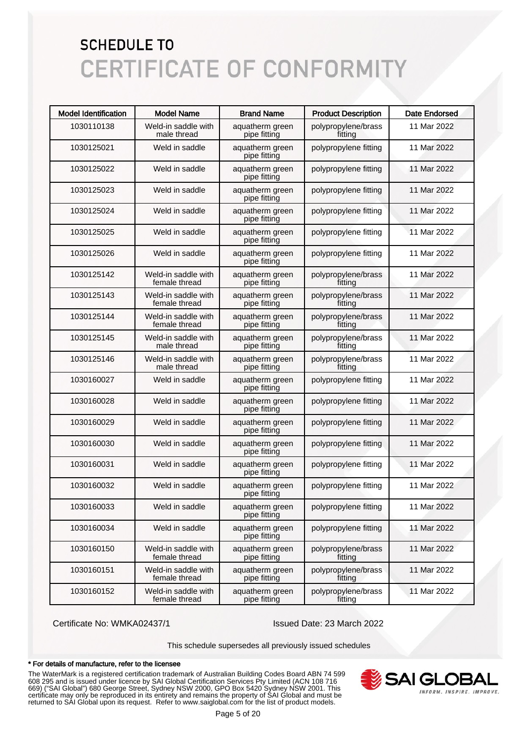# SCHEDULE TO
# CERTIFICATE OF CONFORMITY

| Model Identification | Model Name | Brand Name | Product Description | Date Endorsed |
|---|---|---|---|---|
| 1030110138 | Weld-in saddle with male thread | aquatherm green pipe fitting | polypropylene/brass fitting | 11 Mar 2022 |
| 1030125021 | Weld in saddle | aquatherm green pipe fitting | polypropylene fitting | 11 Mar 2022 |
| 1030125022 | Weld in saddle | aquatherm green pipe fitting | polypropylene fitting | 11 Mar 2022 |
| 1030125023 | Weld in saddle | aquatherm green pipe fitting | polypropylene fitting | 11 Mar 2022 |
| 1030125024 | Weld in saddle | aquatherm green pipe fitting | polypropylene fitting | 11 Mar 2022 |
| 1030125025 | Weld in saddle | aquatherm green pipe fitting | polypropylene fitting | 11 Mar 2022 |
| 1030125026 | Weld in saddle | aquatherm green pipe fitting | polypropylene fitting | 11 Mar 2022 |
| 1030125142 | Weld-in saddle with female thread | aquatherm green pipe fitting | polypropylene/brass fitting | 11 Mar 2022 |
| 1030125143 | Weld-in saddle with female thread | aquatherm green pipe fitting | polypropylene/brass fitting | 11 Mar 2022 |
| 1030125144 | Weld-in saddle with female thread | aquatherm green pipe fitting | polypropylene/brass fitting | 11 Mar 2022 |
| 1030125145 | Weld-in saddle with male thread | aquatherm green pipe fitting | polypropylene/brass fitting | 11 Mar 2022 |
| 1030125146 | Weld-in saddle with male thread | aquatherm green pipe fitting | polypropylene/brass fitting | 11 Mar 2022 |
| 1030160027 | Weld in saddle | aquatherm green pipe fitting | polypropylene fitting | 11 Mar 2022 |
| 1030160028 | Weld in saddle | aquatherm green pipe fitting | polypropylene fitting | 11 Mar 2022 |
| 1030160029 | Weld in saddle | aquatherm green pipe fitting | polypropylene fitting | 11 Mar 2022 |
| 1030160030 | Weld in saddle | aquatherm green pipe fitting | polypropylene fitting | 11 Mar 2022 |
| 1030160031 | Weld in saddle | aquatherm green pipe fitting | polypropylene fitting | 11 Mar 2022 |
| 1030160032 | Weld in saddle | aquatherm green pipe fitting | polypropylene fitting | 11 Mar 2022 |
| 1030160033 | Weld in saddle | aquatherm green pipe fitting | polypropylene fitting | 11 Mar 2022 |
| 1030160034 | Weld in saddle | aquatherm green pipe fitting | polypropylene fitting | 11 Mar 2022 |
| 1030160150 | Weld-in saddle with female thread | aquatherm green pipe fitting | polypropylene/brass fitting | 11 Mar 2022 |
| 1030160151 | Weld-in saddle with female thread | aquatherm green pipe fitting | polypropylene/brass fitting | 11 Mar 2022 |
| 1030160152 | Weld-in saddle with female thread | aquatherm green pipe fitting | polypropylene/brass fitting | 11 Mar 2022 |

Certificate No: WMKA02437/1

Issued Date: 23 March 2022

This schedule supersedes all previously issued schedules

**\* For details of manufacture, refer to the licensee**

The WaterMark is a registered certification trademark of Australian Building Codes Board ABN 74 599 608 295 and is issued under licence by SAI Global Certification Services Pty Limited (ACN 108 716 669) ("SAI Global") 680 George Street, Sydney NSW 2000, GPO Box 5420 Sydney NSW 2001. This certificate may only be reproduced in its entirety and remains the property of SAI Global and must be returned to SAI Global upon its request. Refer to www.saiglobal.com for the list of product models.

SAI GLOBAL
INFORM. INSPIRE. IMPROVE.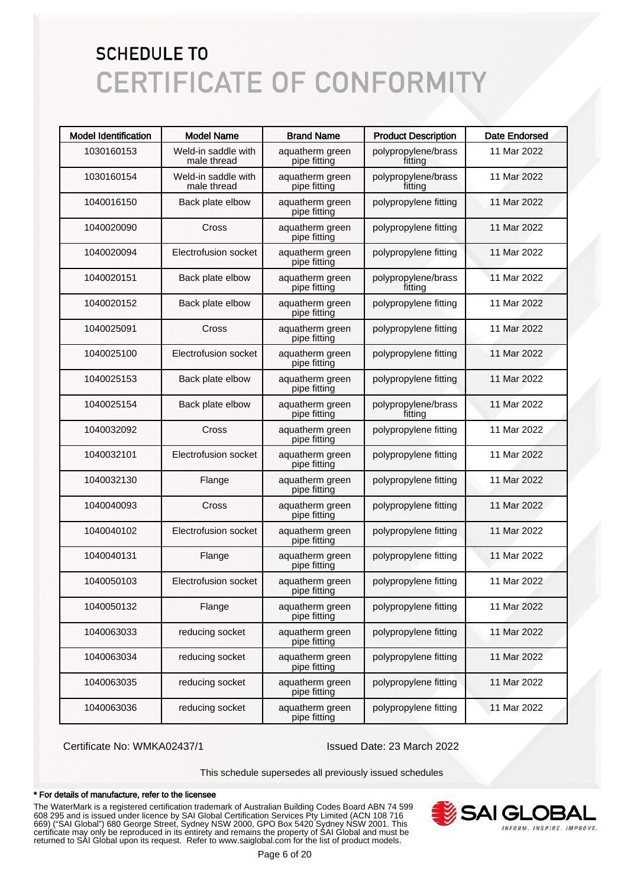# SCHEDULE TO
# CERTIFICATE OF CONFORMITY

| Model Identification | Model Name | Brand Name | Product Description | Date Endorsed |
|---|---|---|---|---|
| 1030160153 | Weld-in saddle with male thread | aquatherm green pipe fitting | polypropylene/brass fitting | 11 Mar 2022 |
| 1030160154 | Weld-in saddle with male thread | aquatherm green pipe fitting | polypropylene/brass fitting | 11 Mar 2022 |
| 1040016150 | Back plate elbow | aquatherm green pipe fitting | polypropylene fitting | 11 Mar 2022 |
| 1040020090 | Cross | aquatherm green pipe fitting | polypropylene fitting | 11 Mar 2022 |
| 1040020094 | Electrofusion socket | aquatherm green pipe fitting | polypropylene fitting | 11 Mar 2022 |
| 1040020151 | Back plate elbow | aquatherm green pipe fitting | polypropylene/brass fitting | 11 Mar 2022 |
| 1040020152 | Back plate elbow | aquatherm green pipe fitting | polypropylene fitting | 11 Mar 2022 |
| 1040025091 | Cross | aquatherm green pipe fitting | polypropylene fitting | 11 Mar 2022 |
| 1040025100 | Electrofusion socket | aquatherm green pipe fitting | polypropylene fitting | 11 Mar 2022 |
| 1040025153 | Back plate elbow | aquatherm green pipe fitting | polypropylene fitting | 11 Mar 2022 |
| 1040025154 | Back plate elbow | aquatherm green pipe fitting | polypropylene/brass fitting | 11 Mar 2022 |
| 1040032092 | Cross | aquatherm green pipe fitting | polypropylene fitting | 11 Mar 2022 |
| 1040032101 | Electrofusion socket | aquatherm green pipe fitting | polypropylene fitting | 11 Mar 2022 |
| 1040032130 | Flange | aquatherm green pipe fitting | polypropylene fitting | 11 Mar 2022 |
| 1040040093 | Cross | aquatherm green pipe fitting | polypropylene fitting | 11 Mar 2022 |
| 1040040102 | Electrofusion socket | aquatherm green pipe fitting | polypropylene fitting | 11 Mar 2022 |
| 1040040131 | Flange | aquatherm green pipe fitting | polypropylene fitting | 11 Mar 2022 |
| 1040050103 | Electrofusion socket | aquatherm green pipe fitting | polypropylene fitting | 11 Mar 2022 |
| 1040050132 | Flange | aquatherm green pipe fitting | polypropylene fitting | 11 Mar 2022 |
| 1040063033 | reducing socket | aquatherm green pipe fitting | polypropylene fitting | 11 Mar 2022 |
| 1040063034 | reducing socket | aquatherm green pipe fitting | polypropylene fitting | 11 Mar 2022 |
| 1040063035 | reducing socket | aquatherm green pipe fitting | polypropylene fitting | 11 Mar 2022 |
| 1040063036 | reducing socket | aquatherm green pipe fitting | polypropylene fitting | 11 Mar 2022 |

Certificate No: WMKA02437/1 Issued Date: 23 March 2022

This schedule supersedes all previously issued schedules

**\* For details of manufacture, refer to the licensee**

The WaterMark is a registered certification trademark of Australian Building Codes Board ABN 74 599 608 295 and is issued under licence by SAI Global Certification Services Pty Limited (ACN 108 716 669) ("SAI Global") 680 George Street, Sydney NSW 2000, GPO Box 5420 Sydney NSW 2001. This certificate may only be reproduced in its entirety and remains the property of SAI Global and must be returned to SAI Global upon its request. Refer to www.saiglobal.com for the list of product models.

SAI GLOBAL
INFORM. INSPIRE. IMPROVE.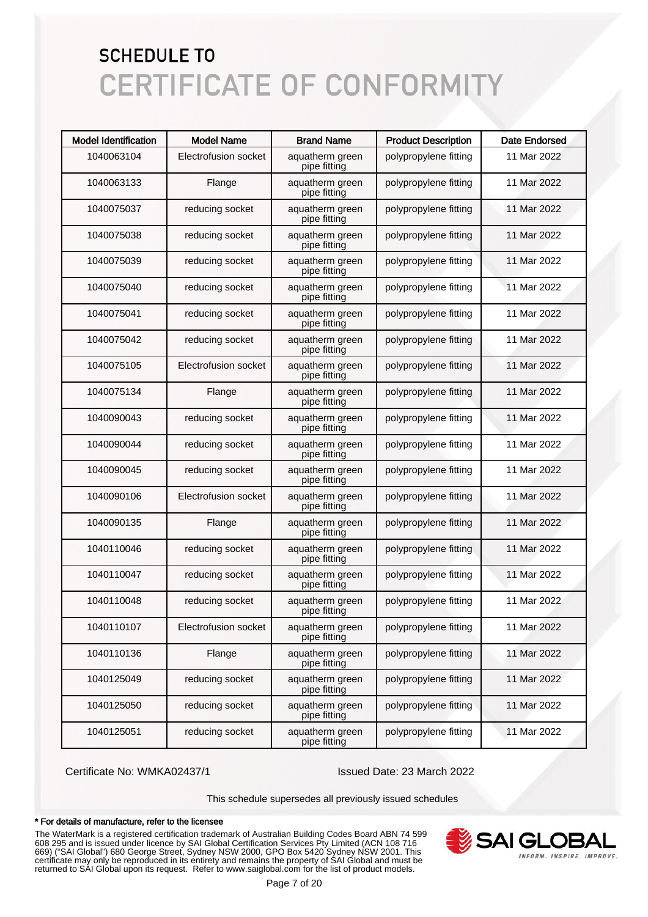# SCHEDULE TO
# CERTIFICATE OF CONFORMITY

| Model Identification | Model Name | Brand Name | Product Description | Date Endorsed |
|---|---|---|---|---|
| 1040063104 | Electrofusion socket | aquatherm green pipe fitting | polypropylene fitting | 11 Mar 2022 |
| 1040063133 | Flange | aquatherm green pipe fitting | polypropylene fitting | 11 Mar 2022 |
| 1040075037 | reducing socket | aquatherm green pipe fitting | polypropylene fitting | 11 Mar 2022 |
| 1040075038 | reducing socket | aquatherm green pipe fitting | polypropylene fitting | 11 Mar 2022 |
| 1040075039 | reducing socket | aquatherm green pipe fitting | polypropylene fitting | 11 Mar 2022 |
| 1040075040 | reducing socket | aquatherm green pipe fitting | polypropylene fitting | 11 Mar 2022 |
| 1040075041 | reducing socket | aquatherm green pipe fitting | polypropylene fitting | 11 Mar 2022 |
| 1040075042 | reducing socket | aquatherm green pipe fitting | polypropylene fitting | 11 Mar 2022 |
| 1040075105 | Electrofusion socket | aquatherm green pipe fitting | polypropylene fitting | 11 Mar 2022 |
| 1040075134 | Flange | aquatherm green pipe fitting | polypropylene fitting | 11 Mar 2022 |
| 1040090043 | reducing socket | aquatherm green pipe fitting | polypropylene fitting | 11 Mar 2022 |
| 1040090044 | reducing socket | aquatherm green pipe fitting | polypropylene fitting | 11 Mar 2022 |
| 1040090045 | reducing socket | aquatherm green pipe fitting | polypropylene fitting | 11 Mar 2022 |
| 1040090106 | Electrofusion socket | aquatherm green pipe fitting | polypropylene fitting | 11 Mar 2022 |
| 1040090135 | Flange | aquatherm green pipe fitting | polypropylene fitting | 11 Mar 2022 |
| 1040110046 | reducing socket | aquatherm green pipe fitting | polypropylene fitting | 11 Mar 2022 |
| 1040110047 | reducing socket | aquatherm green pipe fitting | polypropylene fitting | 11 Mar 2022 |
| 1040110048 | reducing socket | aquatherm green pipe fitting | polypropylene fitting | 11 Mar 2022 |
| 1040110107 | Electrofusion socket | aquatherm green pipe fitting | polypropylene fitting | 11 Mar 2022 |
| 1040110136 | Flange | aquatherm green pipe fitting | polypropylene fitting | 11 Mar 2022 |
| 1040125049 | reducing socket | aquatherm green pipe fitting | polypropylene fitting | 11 Mar 2022 |
| 1040125050 | reducing socket | aquatherm green pipe fitting | polypropylene fitting | 11 Mar 2022 |
| 1040125051 | reducing socket | aquatherm green pipe fitting | polypropylene fitting | 11 Mar 2022 |

Certificate No: WMKA02437/1 Issued Date: 23 March 2022

This schedule supersedes all previously issued schedules

**\* For details of manufacture, refer to the licensee**

The WaterMark is a registered certification trademark of Australian Building Codes Board ABN 74 599 608 295 and is issued under licence by SAI Global Certification Services Pty Limited (ACN 108 716 669) ("SAI Global") 680 George Street, Sydney NSW 2000, GPO Box 5420 Sydney NSW 2001. This certificate may only be reproduced in its entirety and remains the property of SAI Global and must be returned to SAI Global upon its request. Refer to www.saiglobal.com for the list of product models.

SAI GLOBAL — INFORM. INSPIRE. IMPROVE.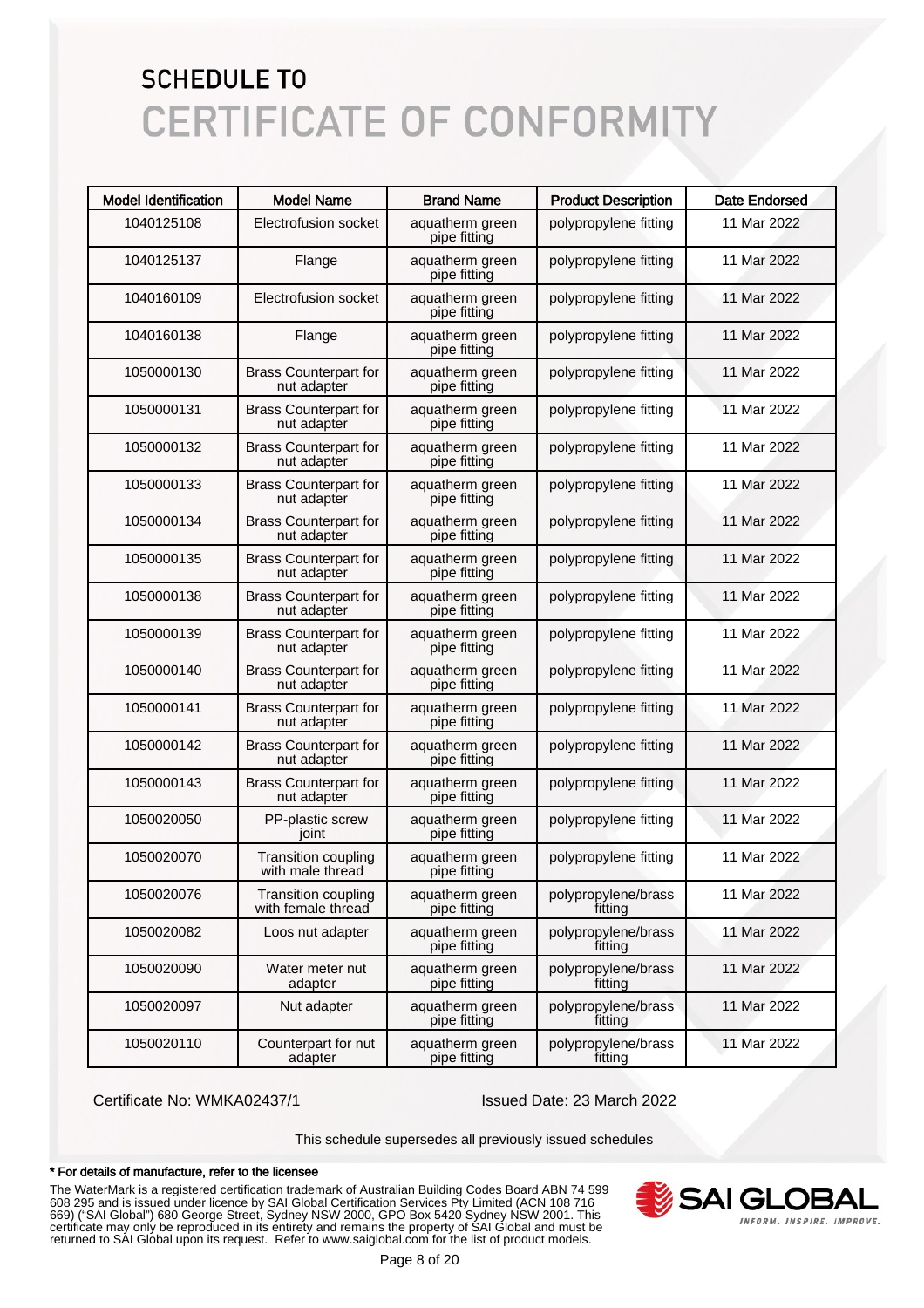# SCHEDULE TO
# CERTIFICATE OF CONFORMITY

| Model Identification | Model Name | Brand Name | Product Description | Date Endorsed |
|---|---|---|---|---|
| 1040125108 | Electrofusion socket | aquatherm green pipe fitting | polypropylene fitting | 11 Mar 2022 |
| 1040125137 | Flange | aquatherm green pipe fitting | polypropylene fitting | 11 Mar 2022 |
| 1040160109 | Electrofusion socket | aquatherm green pipe fitting | polypropylene fitting | 11 Mar 2022 |
| 1040160138 | Flange | aquatherm green pipe fitting | polypropylene fitting | 11 Mar 2022 |
| 1050000130 | Brass Counterpart for nut adapter | aquatherm green pipe fitting | polypropylene fitting | 11 Mar 2022 |
| 1050000131 | Brass Counterpart for nut adapter | aquatherm green pipe fitting | polypropylene fitting | 11 Mar 2022 |
| 1050000132 | Brass Counterpart for nut adapter | aquatherm green pipe fitting | polypropylene fitting | 11 Mar 2022 |
| 1050000133 | Brass Counterpart for nut adapter | aquatherm green pipe fitting | polypropylene fitting | 11 Mar 2022 |
| 1050000134 | Brass Counterpart for nut adapter | aquatherm green pipe fitting | polypropylene fitting | 11 Mar 2022 |
| 1050000135 | Brass Counterpart for nut adapter | aquatherm green pipe fitting | polypropylene fitting | 11 Mar 2022 |
| 1050000138 | Brass Counterpart for nut adapter | aquatherm green pipe fitting | polypropylene fitting | 11 Mar 2022 |
| 1050000139 | Brass Counterpart for nut adapter | aquatherm green pipe fitting | polypropylene fitting | 11 Mar 2022 |
| 1050000140 | Brass Counterpart for nut adapter | aquatherm green pipe fitting | polypropylene fitting | 11 Mar 2022 |
| 1050000141 | Brass Counterpart for nut adapter | aquatherm green pipe fitting | polypropylene fitting | 11 Mar 2022 |
| 1050000142 | Brass Counterpart for nut adapter | aquatherm green pipe fitting | polypropylene fitting | 11 Mar 2022 |
| 1050000143 | Brass Counterpart for nut adapter | aquatherm green pipe fitting | polypropylene fitting | 11 Mar 2022 |
| 1050020050 | PP-plastic screw joint | aquatherm green pipe fitting | polypropylene fitting | 11 Mar 2022 |
| 1050020070 | Transition coupling with male thread | aquatherm green pipe fitting | polypropylene fitting | 11 Mar 2022 |
| 1050020076 | Transition coupling with female thread | aquatherm green pipe fitting | polypropylene/brass fitting | 11 Mar 2022 |
| 1050020082 | Loos nut adapter | aquatherm green pipe fitting | polypropylene/brass fitting | 11 Mar 2022 |
| 1050020090 | Water meter nut adapter | aquatherm green pipe fitting | polypropylene/brass fitting | 11 Mar 2022 |
| 1050020097 | Nut adapter | aquatherm green pipe fitting | polypropylene/brass fitting | 11 Mar 2022 |
| 1050020110 | Counterpart for nut adapter | aquatherm green pipe fitting | polypropylene/brass fitting | 11 Mar 2022 |

Certificate No: WMKA02437/1

Issued Date: 23 March 2022

This schedule supersedes all previously issued schedules

**\* For details of manufacture, refer to the licensee**

The WaterMark is a registered certification trademark of Australian Building Codes Board ABN 74 599 608 295 and is issued under licence by SAI Global Certification Services Pty Limited (ACN 108 716 669) ("SAI Global") 680 George Street, Sydney NSW 2000, GPO Box 5420 Sydney NSW 2001. This certificate may only be reproduced in its entirety and remains the property of SAI Global and must be returned to SAI Global upon its request. Refer to www.saiglobal.com for the list of product models.

SAI GLOBAL
INFORM. INSPIRE. IMPROVE.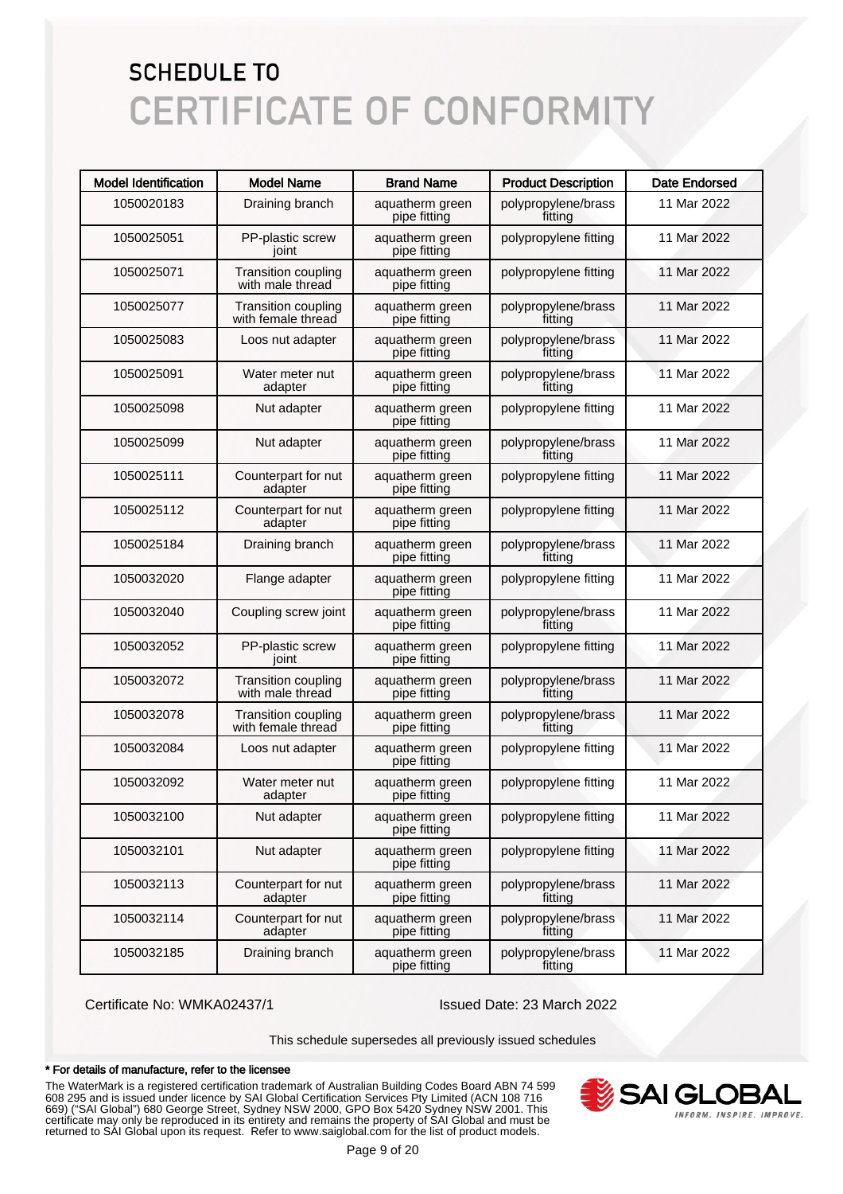# SCHEDULE TO
# CERTIFICATE OF CONFORMITY

| Model Identification | Model Name | Brand Name | Product Description | Date Endorsed |
|---|---|---|---|---|
| 1050020183 | Draining branch | aquatherm green pipe fitting | polypropylene/brass fitting | 11 Mar 2022 |
| 1050025051 | PP-plastic screw joint | aquatherm green pipe fitting | polypropylene fitting | 11 Mar 2022 |
| 1050025071 | Transition coupling with male thread | aquatherm green pipe fitting | polypropylene fitting | 11 Mar 2022 |
| 1050025077 | Transition coupling with female thread | aquatherm green pipe fitting | polypropylene/brass fitting | 11 Mar 2022 |
| 1050025083 | Loos nut adapter | aquatherm green pipe fitting | polypropylene/brass fitting | 11 Mar 2022 |
| 1050025091 | Water meter nut adapter | aquatherm green pipe fitting | polypropylene/brass fitting | 11 Mar 2022 |
| 1050025098 | Nut adapter | aquatherm green pipe fitting | polypropylene fitting | 11 Mar 2022 |
| 1050025099 | Nut adapter | aquatherm green pipe fitting | polypropylene/brass fitting | 11 Mar 2022 |
| 1050025111 | Counterpart for nut adapter | aquatherm green pipe fitting | polypropylene fitting | 11 Mar 2022 |
| 1050025112 | Counterpart for nut adapter | aquatherm green pipe fitting | polypropylene fitting | 11 Mar 2022 |
| 1050025184 | Draining branch | aquatherm green pipe fitting | polypropylene/brass fitting | 11 Mar 2022 |
| 1050032020 | Flange adapter | aquatherm green pipe fitting | polypropylene fitting | 11 Mar 2022 |
| 1050032040 | Coupling screw joint | aquatherm green pipe fitting | polypropylene/brass fitting | 11 Mar 2022 |
| 1050032052 | PP-plastic screw joint | aquatherm green pipe fitting | polypropylene fitting | 11 Mar 2022 |
| 1050032072 | Transition coupling with male thread | aquatherm green pipe fitting | polypropylene/brass fitting | 11 Mar 2022 |
| 1050032078 | Transition coupling with female thread | aquatherm green pipe fitting | polypropylene/brass fitting | 11 Mar 2022 |
| 1050032084 | Loos nut adapter | aquatherm green pipe fitting | polypropylene fitting | 11 Mar 2022 |
| 1050032092 | Water meter nut adapter | aquatherm green pipe fitting | polypropylene fitting | 11 Mar 2022 |
| 1050032100 | Nut adapter | aquatherm green pipe fitting | polypropylene fitting | 11 Mar 2022 |
| 1050032101 | Nut adapter | aquatherm green pipe fitting | polypropylene fitting | 11 Mar 2022 |
| 1050032113 | Counterpart for nut adapter | aquatherm green pipe fitting | polypropylene/brass fitting | 11 Mar 2022 |
| 1050032114 | Counterpart for nut adapter | aquatherm green pipe fitting | polypropylene/brass fitting | 11 Mar 2022 |
| 1050032185 | Draining branch | aquatherm green pipe fitting | polypropylene/brass fitting | 11 Mar 2022 |

Certificate No: WMKA02437/1

Issued Date: 23 March 2022

This schedule supersedes all previously issued schedules

**\* For details of manufacture, refer to the licensee**

The WaterMark is a registered certification trademark of Australian Building Codes Board ABN 74 599 608 295 and is issued under licence by SAI Global Certification Services Pty Limited (ACN 108 716 669) ("SAI Global") 680 George Street, Sydney NSW 2000, GPO Box 5420 Sydney NSW 2001. This certificate may only be reproduced in its entirety and remains the property of SAI Global and must be returned to SAI Global upon its request. Refer to www.saiglobal.com for the list of product models.

SAI GLOBAL
INFORM. INSPIRE. IMPROVE.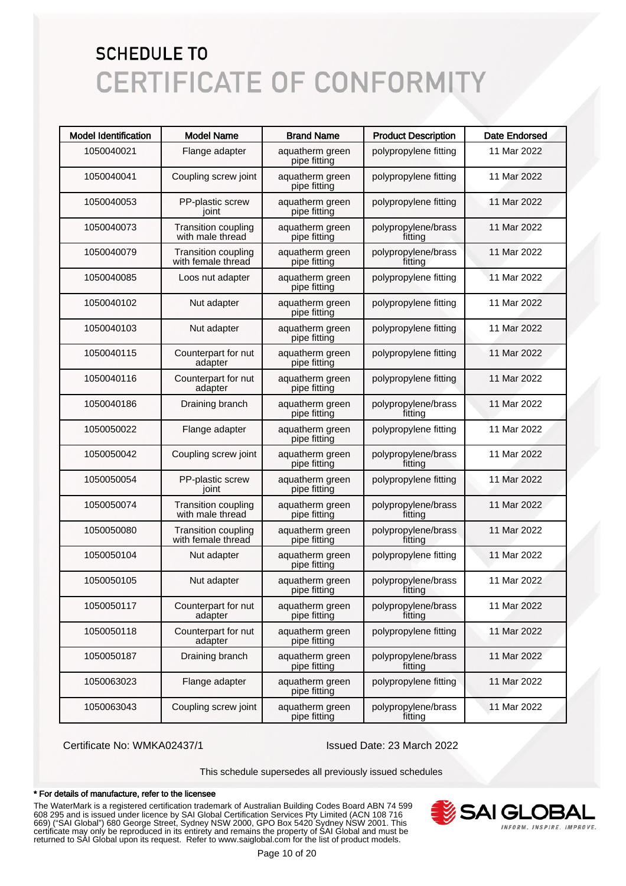# SCHEDULE TO
# CERTIFICATE OF CONFORMITY

| Model Identification | Model Name | Brand Name | Product Description | Date Endorsed |
|---|---|---|---|---|
| 1050040021 | Flange adapter | aquatherm green pipe fitting | polypropylene fitting | 11 Mar 2022 |
| 1050040041 | Coupling screw joint | aquatherm green pipe fitting | polypropylene fitting | 11 Mar 2022 |
| 1050040053 | PP-plastic screw joint | aquatherm green pipe fitting | polypropylene fitting | 11 Mar 2022 |
| 1050040073 | Transition coupling with male thread | aquatherm green pipe fitting | polypropylene/brass fitting | 11 Mar 2022 |
| 1050040079 | Transition coupling with female thread | aquatherm green pipe fitting | polypropylene/brass fitting | 11 Mar 2022 |
| 1050040085 | Loos nut adapter | aquatherm green pipe fitting | polypropylene fitting | 11 Mar 2022 |
| 1050040102 | Nut adapter | aquatherm green pipe fitting | polypropylene fitting | 11 Mar 2022 |
| 1050040103 | Nut adapter | aquatherm green pipe fitting | polypropylene fitting | 11 Mar 2022 |
| 1050040115 | Counterpart for nut adapter | aquatherm green pipe fitting | polypropylene fitting | 11 Mar 2022 |
| 1050040116 | Counterpart for nut adapter | aquatherm green pipe fitting | polypropylene fitting | 11 Mar 2022 |
| 1050040186 | Draining branch | aquatherm green pipe fitting | polypropylene/brass fitting | 11 Mar 2022 |
| 1050050022 | Flange adapter | aquatherm green pipe fitting | polypropylene fitting | 11 Mar 2022 |
| 1050050042 | Coupling screw joint | aquatherm green pipe fitting | polypropylene/brass fitting | 11 Mar 2022 |
| 1050050054 | PP-plastic screw joint | aquatherm green pipe fitting | polypropylene fitting | 11 Mar 2022 |
| 1050050074 | Transition coupling with male thread | aquatherm green pipe fitting | polypropylene/brass fitting | 11 Mar 2022 |
| 1050050080 | Transition coupling with female thread | aquatherm green pipe fitting | polypropylene/brass fitting | 11 Mar 2022 |
| 1050050104 | Nut adapter | aquatherm green pipe fitting | polypropylene fitting | 11 Mar 2022 |
| 1050050105 | Nut adapter | aquatherm green pipe fitting | polypropylene/brass fitting | 11 Mar 2022 |
| 1050050117 | Counterpart for nut adapter | aquatherm green pipe fitting | polypropylene/brass fitting | 11 Mar 2022 |
| 1050050118 | Counterpart for nut adapter | aquatherm green pipe fitting | polypropylene fitting | 11 Mar 2022 |
| 1050050187 | Draining branch | aquatherm green pipe fitting | polypropylene/brass fitting | 11 Mar 2022 |
| 1050063023 | Flange adapter | aquatherm green pipe fitting | polypropylene fitting | 11 Mar 2022 |
| 1050063043 | Coupling screw joint | aquatherm green pipe fitting | polypropylene/brass fitting | 11 Mar 2022 |

Certificate No: WMKA02437/1

Issued Date: 23 March 2022

This schedule supersedes all previously issued schedules

**\* For details of manufacture, refer to the licensee**

The WaterMark is a registered certification trademark of Australian Building Codes Board ABN 74 599 608 295 and is issued under licence by SAI Global Certification Services Pty Limited (ACN 108 716 669) ("SAI Global") 680 George Street, Sydney NSW 2000, GPO Box 5420 Sydney NSW 2001. This certificate may only be reproduced in its entirety and remains the property of SAI Global and must be returned to SAI Global upon its request. Refer to www.saiglobal.com for the list of product models.

SAI GLOBAL
INFORM. INSPIRE. IMPROVE.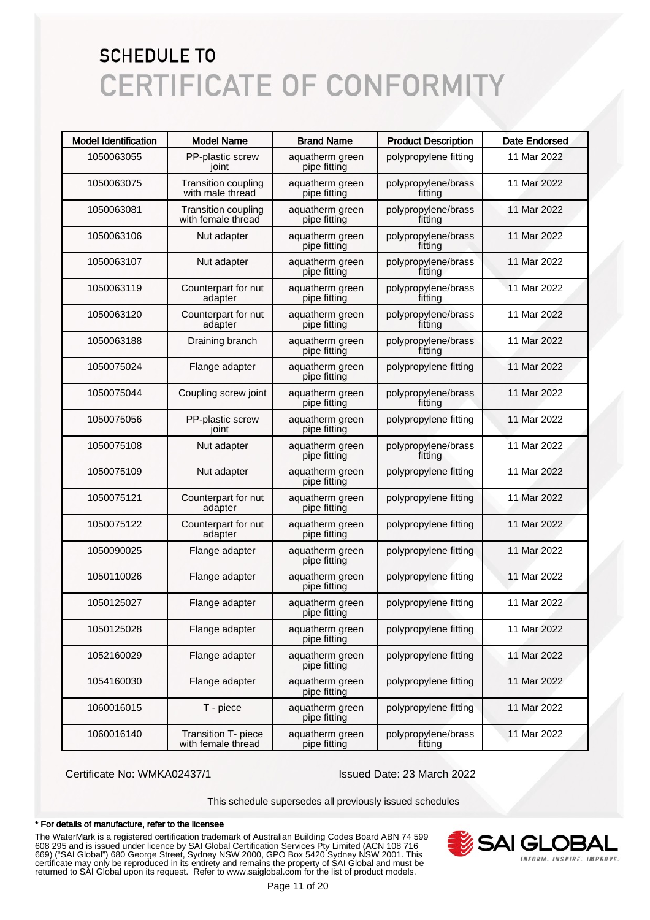# SCHEDULE TO
# CERTIFICATE OF CONFORMITY

| Model Identification | Model Name | Brand Name | Product Description | Date Endorsed |
|---|---|---|---|---|
| 1050063055 | PP-plastic screw joint | aquatherm green pipe fitting | polypropylene fitting | 11 Mar 2022 |
| 1050063075 | Transition coupling with male thread | aquatherm green pipe fitting | polypropylene/brass fitting | 11 Mar 2022 |
| 1050063081 | Transition coupling with female thread | aquatherm green pipe fitting | polypropylene/brass fitting | 11 Mar 2022 |
| 1050063106 | Nut adapter | aquatherm green pipe fitting | polypropylene/brass fitting | 11 Mar 2022 |
| 1050063107 | Nut adapter | aquatherm green pipe fitting | polypropylene/brass fitting | 11 Mar 2022 |
| 1050063119 | Counterpart for nut adapter | aquatherm green pipe fitting | polypropylene/brass fitting | 11 Mar 2022 |
| 1050063120 | Counterpart for nut adapter | aquatherm green pipe fitting | polypropylene/brass fitting | 11 Mar 2022 |
| 1050063188 | Draining branch | aquatherm green pipe fitting | polypropylene/brass fitting | 11 Mar 2022 |
| 1050075024 | Flange adapter | aquatherm green pipe fitting | polypropylene fitting | 11 Mar 2022 |
| 1050075044 | Coupling screw joint | aquatherm green pipe fitting | polypropylene/brass fitting | 11 Mar 2022 |
| 1050075056 | PP-plastic screw joint | aquatherm green pipe fitting | polypropylene fitting | 11 Mar 2022 |
| 1050075108 | Nut adapter | aquatherm green pipe fitting | polypropylene/brass fitting | 11 Mar 2022 |
| 1050075109 | Nut adapter | aquatherm green pipe fitting | polypropylene fitting | 11 Mar 2022 |
| 1050075121 | Counterpart for nut adapter | aquatherm green pipe fitting | polypropylene fitting | 11 Mar 2022 |
| 1050075122 | Counterpart for nut adapter | aquatherm green pipe fitting | polypropylene fitting | 11 Mar 2022 |
| 1050090025 | Flange adapter | aquatherm green pipe fitting | polypropylene fitting | 11 Mar 2022 |
| 1050110026 | Flange adapter | aquatherm green pipe fitting | polypropylene fitting | 11 Mar 2022 |
| 1050125027 | Flange adapter | aquatherm green pipe fitting | polypropylene fitting | 11 Mar 2022 |
| 1050125028 | Flange adapter | aquatherm green pipe fitting | polypropylene fitting | 11 Mar 2022 |
| 1052160029 | Flange adapter | aquatherm green pipe fitting | polypropylene fitting | 11 Mar 2022 |
| 1054160030 | Flange adapter | aquatherm green pipe fitting | polypropylene fitting | 11 Mar 2022 |
| 1060016015 | T - piece | aquatherm green pipe fitting | polypropylene fitting | 11 Mar 2022 |
| 1060016140 | Transition T- piece with female thread | aquatherm green pipe fitting | polypropylene/brass fitting | 11 Mar 2022 |

Certificate No: WMKA02437/1

Issued Date: 23 March 2022

This schedule supersedes all previously issued schedules

**\* For details of manufacture, refer to the licensee**

The WaterMark is a registered certification trademark of Australian Building Codes Board ABN 74 599 608 295 and is issued under licence by SAI Global Certification Services Pty Limited (ACN 108 716 669) ("SAI Global") 680 George Street, Sydney NSW 2000, GPO Box 5420 Sydney NSW 2001. This certificate may only be reproduced in its entirety and remains the property of SAI Global and must be returned to SAI Global upon its request. Refer to www.saiglobal.com for the list of product models.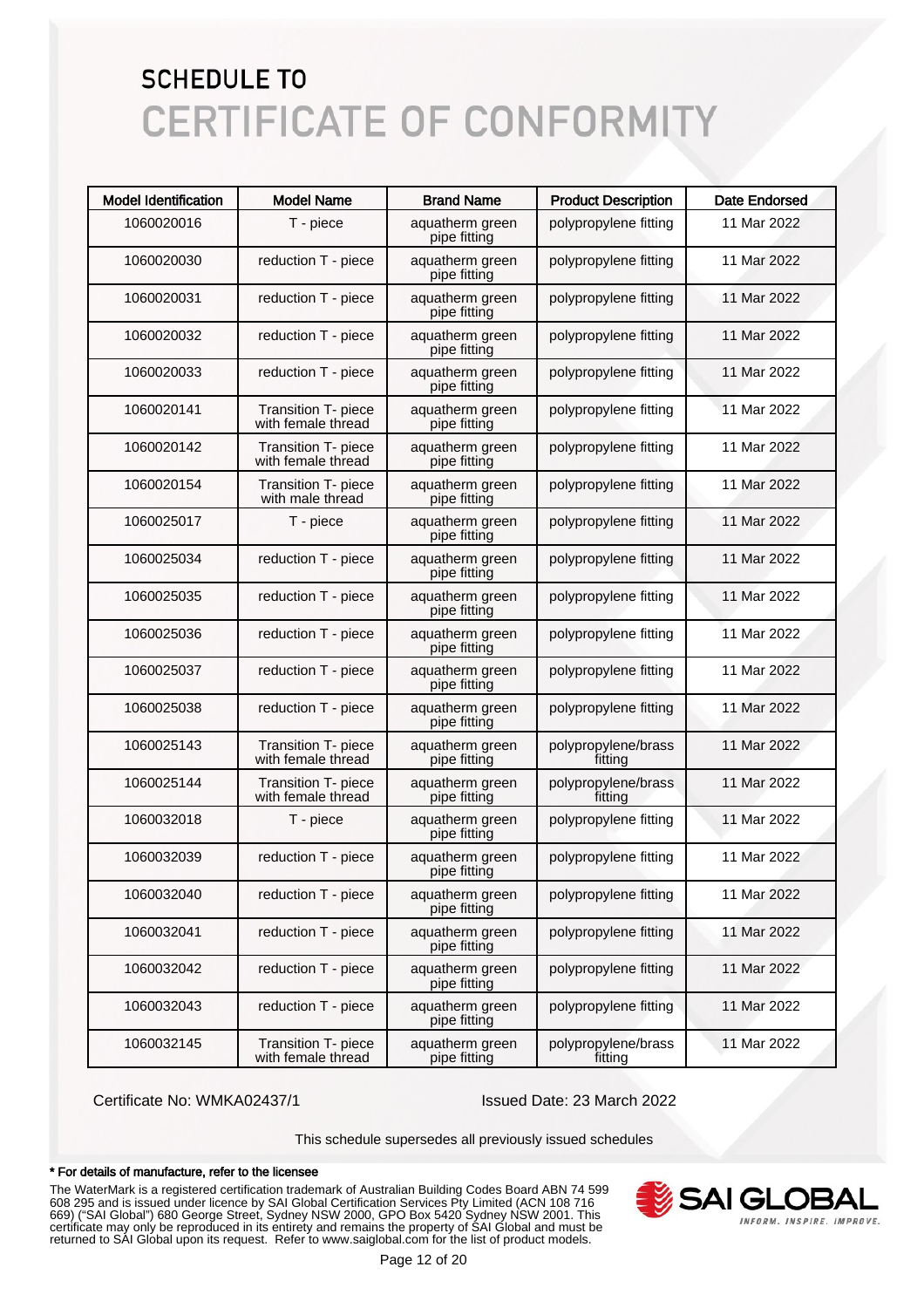# SCHEDULE TO
# CERTIFICATE OF CONFORMITY

| Model Identification | Model Name | Brand Name | Product Description | Date Endorsed |
|---|---|---|---|---|
| 1060020016 | T - piece | aquatherm green pipe fitting | polypropylene fitting | 11 Mar 2022 |
| 1060020030 | reduction T - piece | aquatherm green pipe fitting | polypropylene fitting | 11 Mar 2022 |
| 1060020031 | reduction T - piece | aquatherm green pipe fitting | polypropylene fitting | 11 Mar 2022 |
| 1060020032 | reduction T - piece | aquatherm green pipe fitting | polypropylene fitting | 11 Mar 2022 |
| 1060020033 | reduction T - piece | aquatherm green pipe fitting | polypropylene fitting | 11 Mar 2022 |
| 1060020141 | Transition T- piece with female thread | aquatherm green pipe fitting | polypropylene fitting | 11 Mar 2022 |
| 1060020142 | Transition T- piece with female thread | aquatherm green pipe fitting | polypropylene fitting | 11 Mar 2022 |
| 1060020154 | Transition T- piece with male thread | aquatherm green pipe fitting | polypropylene fitting | 11 Mar 2022 |
| 1060025017 | T - piece | aquatherm green pipe fitting | polypropylene fitting | 11 Mar 2022 |
| 1060025034 | reduction T - piece | aquatherm green pipe fitting | polypropylene fitting | 11 Mar 2022 |
| 1060025035 | reduction T - piece | aquatherm green pipe fitting | polypropylene fitting | 11 Mar 2022 |
| 1060025036 | reduction T - piece | aquatherm green pipe fitting | polypropylene fitting | 11 Mar 2022 |
| 1060025037 | reduction T - piece | aquatherm green pipe fitting | polypropylene fitting | 11 Mar 2022 |
| 1060025038 | reduction T - piece | aquatherm green pipe fitting | polypropylene fitting | 11 Mar 2022 |
| 1060025143 | Transition T- piece with female thread | aquatherm green pipe fitting | polypropylene/brass fitting | 11 Mar 2022 |
| 1060025144 | Transition T- piece with female thread | aquatherm green pipe fitting | polypropylene/brass fitting | 11 Mar 2022 |
| 1060032018 | T - piece | aquatherm green pipe fitting | polypropylene fitting | 11 Mar 2022 |
| 1060032039 | reduction T - piece | aquatherm green pipe fitting | polypropylene fitting | 11 Mar 2022 |
| 1060032040 | reduction T - piece | aquatherm green pipe fitting | polypropylene fitting | 11 Mar 2022 |
| 1060032041 | reduction T - piece | aquatherm green pipe fitting | polypropylene fitting | 11 Mar 2022 |
| 1060032042 | reduction T - piece | aquatherm green pipe fitting | polypropylene fitting | 11 Mar 2022 |
| 1060032043 | reduction T - piece | aquatherm green pipe fitting | polypropylene fitting | 11 Mar 2022 |
| 1060032145 | Transition T- piece with female thread | aquatherm green pipe fitting | polypropylene/brass fitting | 11 Mar 2022 |

Certificate No: WMKA02437/1

Issued Date: 23 March 2022

This schedule supersedes all previously issued schedules

**\* For details of manufacture, refer to the licensee**

The WaterMark is a registered certification trademark of Australian Building Codes Board ABN 74 599 608 295 and is issued under licence by SAI Global Certification Services Pty Limited (ACN 108 716 669) ("SAI Global") 680 George Street, Sydney NSW 2000, GPO Box 5420 Sydney NSW 2001. This certificate may only be reproduced in its entirety and remains the property of SAI Global and must be returned to SAI Global upon its request. Refer to www.saiglobal.com for the list of product models.

SAI GLOBAL
INFORM. INSPIRE. IMPROVE.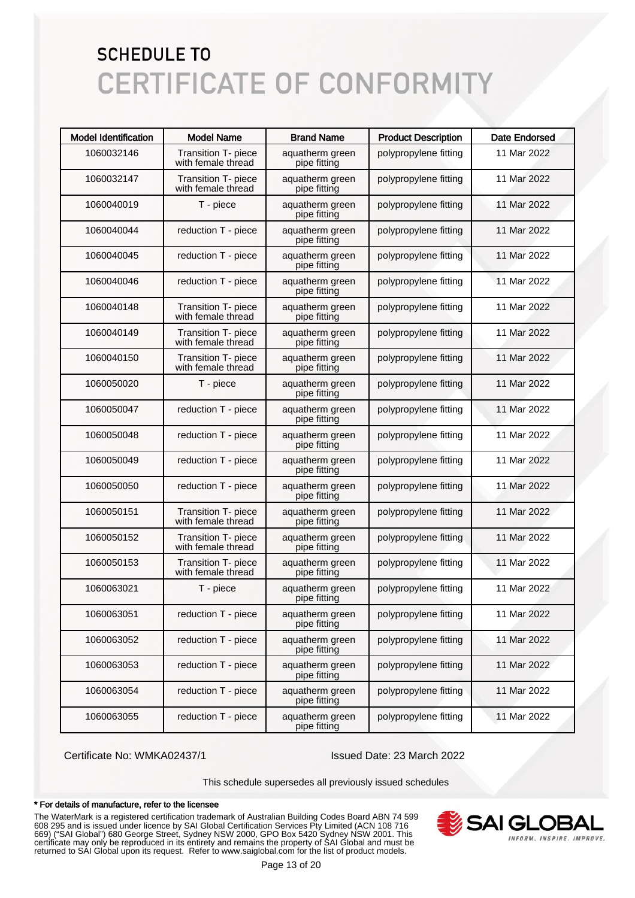# SCHEDULE TO

# CERTIFICATE OF CONFORMITY

| Model Identification | Model Name | Brand Name | Product Description | Date Endorsed |
|---|---|---|---|---|
| 1060032146 | Transition T- piece with female thread | aquatherm green pipe fitting | polypropylene fitting | 11 Mar 2022 |
| 1060032147 | Transition T- piece with female thread | aquatherm green pipe fitting | polypropylene fitting | 11 Mar 2022 |
| 1060040019 | T - piece | aquatherm green pipe fitting | polypropylene fitting | 11 Mar 2022 |
| 1060040044 | reduction T - piece | aquatherm green pipe fitting | polypropylene fitting | 11 Mar 2022 |
| 1060040045 | reduction T - piece | aquatherm green pipe fitting | polypropylene fitting | 11 Mar 2022 |
| 1060040046 | reduction T - piece | aquatherm green pipe fitting | polypropylene fitting | 11 Mar 2022 |
| 1060040148 | Transition T- piece with female thread | aquatherm green pipe fitting | polypropylene fitting | 11 Mar 2022 |
| 1060040149 | Transition T- piece with female thread | aquatherm green pipe fitting | polypropylene fitting | 11 Mar 2022 |
| 1060040150 | Transition T- piece with female thread | aquatherm green pipe fitting | polypropylene fitting | 11 Mar 2022 |
| 1060050020 | T - piece | aquatherm green pipe fitting | polypropylene fitting | 11 Mar 2022 |
| 1060050047 | reduction T - piece | aquatherm green pipe fitting | polypropylene fitting | 11 Mar 2022 |
| 1060050048 | reduction T - piece | aquatherm green pipe fitting | polypropylene fitting | 11 Mar 2022 |
| 1060050049 | reduction T - piece | aquatherm green pipe fitting | polypropylene fitting | 11 Mar 2022 |
| 1060050050 | reduction T - piece | aquatherm green pipe fitting | polypropylene fitting | 11 Mar 2022 |
| 1060050151 | Transition T- piece with female thread | aquatherm green pipe fitting | polypropylene fitting | 11 Mar 2022 |
| 1060050152 | Transition T- piece with female thread | aquatherm green pipe fitting | polypropylene fitting | 11 Mar 2022 |
| 1060050153 | Transition T- piece with female thread | aquatherm green pipe fitting | polypropylene fitting | 11 Mar 2022 |
| 1060063021 | T - piece | aquatherm green pipe fitting | polypropylene fitting | 11 Mar 2022 |
| 1060063051 | reduction T - piece | aquatherm green pipe fitting | polypropylene fitting | 11 Mar 2022 |
| 1060063052 | reduction T - piece | aquatherm green pipe fitting | polypropylene fitting | 11 Mar 2022 |
| 1060063053 | reduction T - piece | aquatherm green pipe fitting | polypropylene fitting | 11 Mar 2022 |
| 1060063054 | reduction T - piece | aquatherm green pipe fitting | polypropylene fitting | 11 Mar 2022 |
| 1060063055 | reduction T - piece | aquatherm green pipe fitting | polypropylene fitting | 11 Mar 2022 |

Certificate No: WMKA02437/1

Issued Date: 23 March 2022

This schedule supersedes all previously issued schedules

**\* For details of manufacture, refer to the licensee**

The WaterMark is a registered certification trademark of Australian Building Codes Board ABN 74 599 608 295 and is issued under licence by SAI Global Certification Services Pty Limited (ACN 108 716 669) ("SAI Global") 680 George Street, Sydney NSW 2000, GPO Box 5420 Sydney NSW 2001. This certificate may only be reproduced in its entirety and remains the property of SAI Global and must be returned to SAI Global upon its request. Refer to www.saiglobal.com for the list of product models.

SAI GLOBAL
INFORM. INSPIRE. IMPROVE.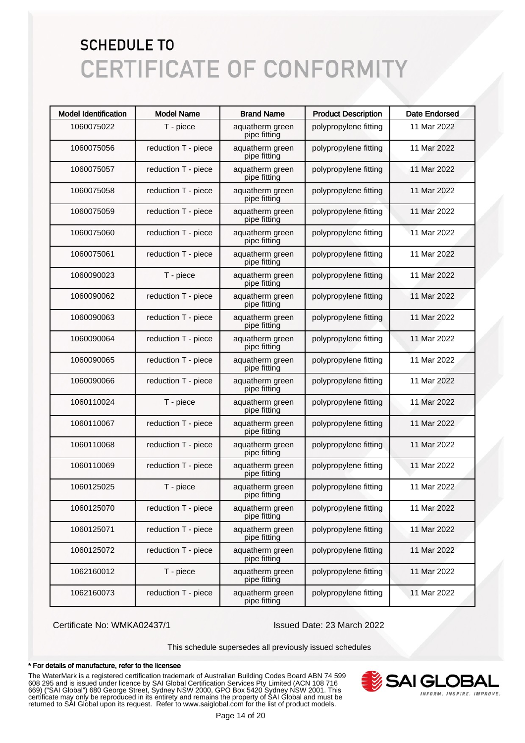# SCHEDULE TO
# CERTIFICATE OF CONFORMITY

| Model Identification | Model Name | Brand Name | Product Description | Date Endorsed |
|---|---|---|---|---|
| 1060075022 | T - piece | aquatherm green pipe fitting | polypropylene fitting | 11 Mar 2022 |
| 1060075056 | reduction T - piece | aquatherm green pipe fitting | polypropylene fitting | 11 Mar 2022 |
| 1060075057 | reduction T - piece | aquatherm green pipe fitting | polypropylene fitting | 11 Mar 2022 |
| 1060075058 | reduction T - piece | aquatherm green pipe fitting | polypropylene fitting | 11 Mar 2022 |
| 1060075059 | reduction T - piece | aquatherm green pipe fitting | polypropylene fitting | 11 Mar 2022 |
| 1060075060 | reduction T - piece | aquatherm green pipe fitting | polypropylene fitting | 11 Mar 2022 |
| 1060075061 | reduction T - piece | aquatherm green pipe fitting | polypropylene fitting | 11 Mar 2022 |
| 1060090023 | T - piece | aquatherm green pipe fitting | polypropylene fitting | 11 Mar 2022 |
| 1060090062 | reduction T - piece | aquatherm green pipe fitting | polypropylene fitting | 11 Mar 2022 |
| 1060090063 | reduction T - piece | aquatherm green pipe fitting | polypropylene fitting | 11 Mar 2022 |
| 1060090064 | reduction T - piece | aquatherm green pipe fitting | polypropylene fitting | 11 Mar 2022 |
| 1060090065 | reduction T - piece | aquatherm green pipe fitting | polypropylene fitting | 11 Mar 2022 |
| 1060090066 | reduction T - piece | aquatherm green pipe fitting | polypropylene fitting | 11 Mar 2022 |
| 1060110024 | T - piece | aquatherm green pipe fitting | polypropylene fitting | 11 Mar 2022 |
| 1060110067 | reduction T - piece | aquatherm green pipe fitting | polypropylene fitting | 11 Mar 2022 |
| 1060110068 | reduction T - piece | aquatherm green pipe fitting | polypropylene fitting | 11 Mar 2022 |
| 1060110069 | reduction T - piece | aquatherm green pipe fitting | polypropylene fitting | 11 Mar 2022 |
| 1060125025 | T - piece | aquatherm green pipe fitting | polypropylene fitting | 11 Mar 2022 |
| 1060125070 | reduction T - piece | aquatherm green pipe fitting | polypropylene fitting | 11 Mar 2022 |
| 1060125071 | reduction T - piece | aquatherm green pipe fitting | polypropylene fitting | 11 Mar 2022 |
| 1060125072 | reduction T - piece | aquatherm green pipe fitting | polypropylene fitting | 11 Mar 2022 |
| 1062160012 | T - piece | aquatherm green pipe fitting | polypropylene fitting | 11 Mar 2022 |
| 1062160073 | reduction T - piece | aquatherm green pipe fitting | polypropylene fitting | 11 Mar 2022 |

Certificate No: WMKA02437/1

Issued Date: 23 March 2022

This schedule supersedes all previously issued schedules

**\* For details of manufacture, refer to the licensee**

The WaterMark is a registered certification trademark of Australian Building Codes Board ABN 74 599 608 295 and is issued under licence by SAI Global Certification Services Pty Limited (ACN 108 716 669) ("SAI Global") 680 George Street, Sydney NSW 2000, GPO Box 5420 Sydney NSW 2001. This certificate may only be reproduced in its entirety and remains the property of SAI Global and must be returned to SAI Global upon its request. Refer to www.saiglobal.com for the list of product models.

SAI GLOBAL
INFORM. INSPIRE. IMPROVE.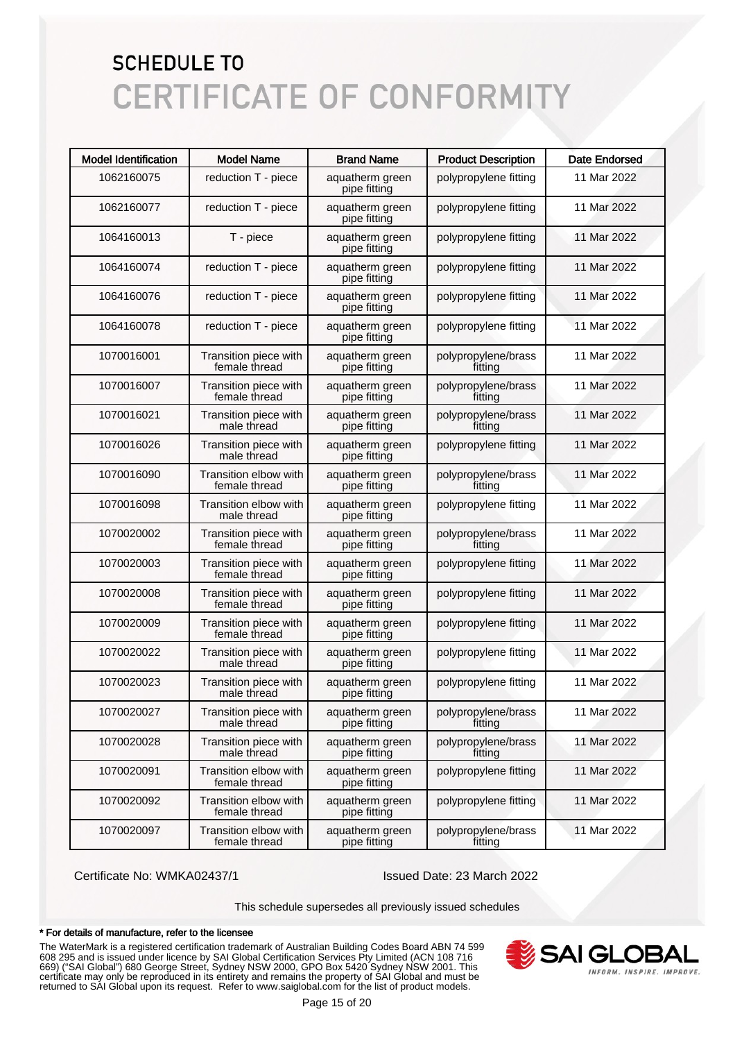# SCHEDULE TO
# CERTIFICATE OF CONFORMITY

| Model Identification | Model Name | Brand Name | Product Description | Date Endorsed |
|---|---|---|---|---|
| 1062160075 | reduction T - piece | aquatherm green pipe fitting | polypropylene fitting | 11 Mar 2022 |
| 1062160077 | reduction T - piece | aquatherm green pipe fitting | polypropylene fitting | 11 Mar 2022 |
| 1064160013 | T - piece | aquatherm green pipe fitting | polypropylene fitting | 11 Mar 2022 |
| 1064160074 | reduction T - piece | aquatherm green pipe fitting | polypropylene fitting | 11 Mar 2022 |
| 1064160076 | reduction T - piece | aquatherm green pipe fitting | polypropylene fitting | 11 Mar 2022 |
| 1064160078 | reduction T - piece | aquatherm green pipe fitting | polypropylene fitting | 11 Mar 2022 |
| 1070016001 | Transition piece with female thread | aquatherm green pipe fitting | polypropylene/brass fitting | 11 Mar 2022 |
| 1070016007 | Transition piece with female thread | aquatherm green pipe fitting | polypropylene/brass fitting | 11 Mar 2022 |
| 1070016021 | Transition piece with male thread | aquatherm green pipe fitting | polypropylene/brass fitting | 11 Mar 2022 |
| 1070016026 | Transition piece with male thread | aquatherm green pipe fitting | polypropylene fitting | 11 Mar 2022 |
| 1070016090 | Transition elbow with female thread | aquatherm green pipe fitting | polypropylene/brass fitting | 11 Mar 2022 |
| 1070016098 | Transition elbow with male thread | aquatherm green pipe fitting | polypropylene fitting | 11 Mar 2022 |
| 1070020002 | Transition piece with female thread | aquatherm green pipe fitting | polypropylene/brass fitting | 11 Mar 2022 |
| 1070020003 | Transition piece with female thread | aquatherm green pipe fitting | polypropylene fitting | 11 Mar 2022 |
| 1070020008 | Transition piece with female thread | aquatherm green pipe fitting | polypropylene fitting | 11 Mar 2022 |
| 1070020009 | Transition piece with female thread | aquatherm green pipe fitting | polypropylene fitting | 11 Mar 2022 |
| 1070020022 | Transition piece with male thread | aquatherm green pipe fitting | polypropylene fitting | 11 Mar 2022 |
| 1070020023 | Transition piece with male thread | aquatherm green pipe fitting | polypropylene fitting | 11 Mar 2022 |
| 1070020027 | Transition piece with male thread | aquatherm green pipe fitting | polypropylene/brass fitting | 11 Mar 2022 |
| 1070020028 | Transition piece with male thread | aquatherm green pipe fitting | polypropylene/brass fitting | 11 Mar 2022 |
| 1070020091 | Transition elbow with female thread | aquatherm green pipe fitting | polypropylene fitting | 11 Mar 2022 |
| 1070020092 | Transition elbow with female thread | aquatherm green pipe fitting | polypropylene fitting | 11 Mar 2022 |
| 1070020097 | Transition elbow with female thread | aquatherm green pipe fitting | polypropylene/brass fitting | 11 Mar 2022 |

Certificate No: WMKA02437/1 Issued Date: 23 March 2022

This schedule supersedes all previously issued schedules

\* For details of manufacture, refer to the licensee

The WaterMark is a registered certification trademark of Australian Building Codes Board ABN 74 599 608 295 and is issued under licence by SAI Global Certification Services Pty Limited (ACN 108 716 669) ("SAI Global") 680 George Street, Sydney NSW 2000, GPO Box 5420 Sydney NSW 2001. This certificate may only be reproduced in its entirety and remains the property of SAI Global and must be returned to SAI Global upon its request. Refer to www.saiglobal.com for the list of product models.

SAI GLOBAL
INFORM. INSPIRE. IMPROVE.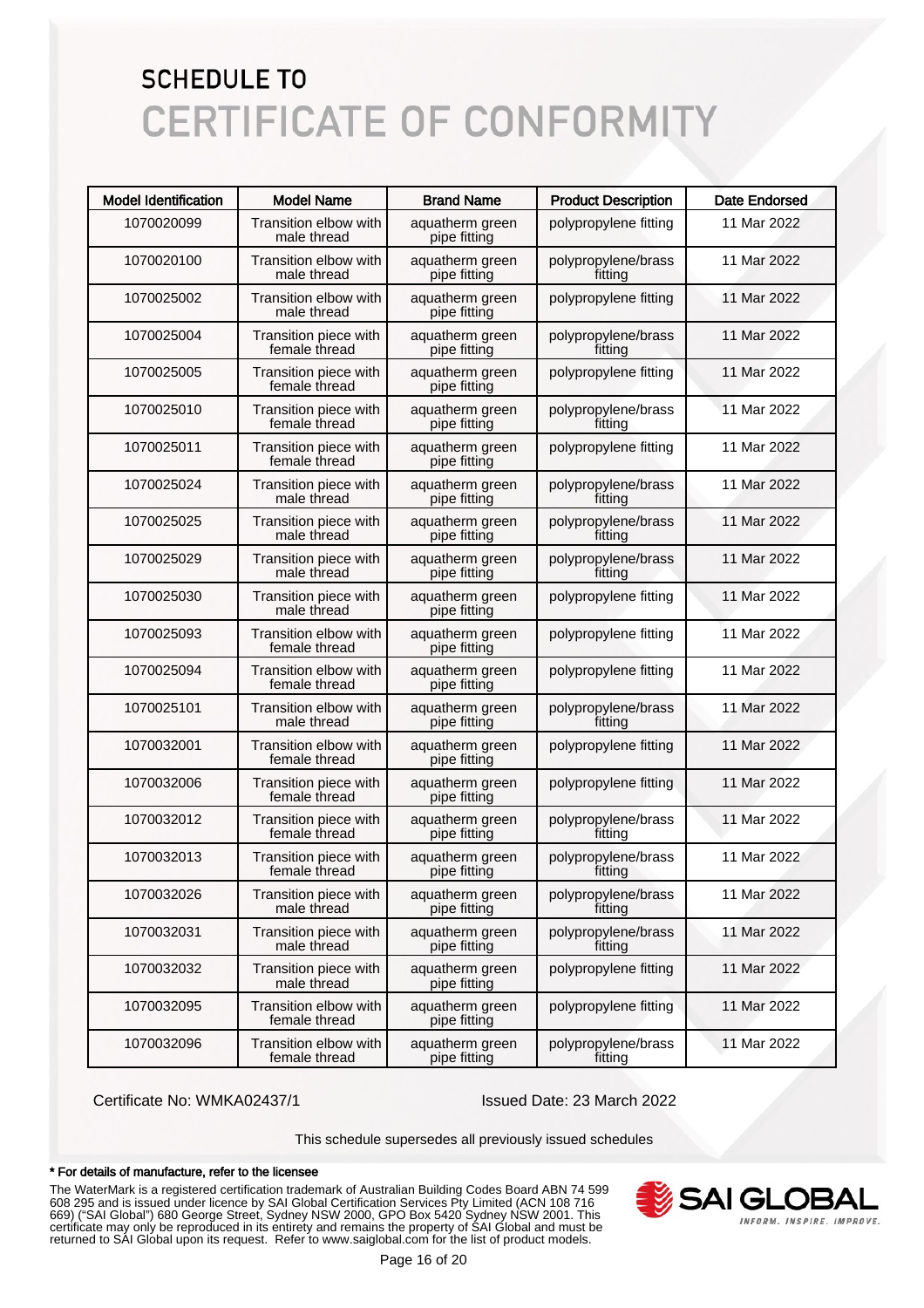# SCHEDULE TO
# CERTIFICATE OF CONFORMITY

| Model Identification | Model Name | Brand Name | Product Description | Date Endorsed |
|---|---|---|---|---|
| 1070020099 | Transition elbow with male thread | aquatherm green pipe fitting | polypropylene fitting | 11 Mar 2022 |
| 1070020100 | Transition elbow with male thread | aquatherm green pipe fitting | polypropylene/brass fitting | 11 Mar 2022 |
| 1070025002 | Transition elbow with male thread | aquatherm green pipe fitting | polypropylene fitting | 11 Mar 2022 |
| 1070025004 | Transition piece with female thread | aquatherm green pipe fitting | polypropylene/brass fitting | 11 Mar 2022 |
| 1070025005 | Transition piece with female thread | aquatherm green pipe fitting | polypropylene fitting | 11 Mar 2022 |
| 1070025010 | Transition piece with female thread | aquatherm green pipe fitting | polypropylene/brass fitting | 11 Mar 2022 |
| 1070025011 | Transition piece with female thread | aquatherm green pipe fitting | polypropylene fitting | 11 Mar 2022 |
| 1070025024 | Transition piece with male thread | aquatherm green pipe fitting | polypropylene/brass fitting | 11 Mar 2022 |
| 1070025025 | Transition piece with male thread | aquatherm green pipe fitting | polypropylene/brass fitting | 11 Mar 2022 |
| 1070025029 | Transition piece with male thread | aquatherm green pipe fitting | polypropylene/brass fitting | 11 Mar 2022 |
| 1070025030 | Transition piece with male thread | aquatherm green pipe fitting | polypropylene fitting | 11 Mar 2022 |
| 1070025093 | Transition elbow with female thread | aquatherm green pipe fitting | polypropylene fitting | 11 Mar 2022 |
| 1070025094 | Transition elbow with female thread | aquatherm green pipe fitting | polypropylene fitting | 11 Mar 2022 |
| 1070025101 | Transition elbow with male thread | aquatherm green pipe fitting | polypropylene/brass fitting | 11 Mar 2022 |
| 1070032001 | Transition elbow with female thread | aquatherm green pipe fitting | polypropylene fitting | 11 Mar 2022 |
| 1070032006 | Transition piece with female thread | aquatherm green pipe fitting | polypropylene fitting | 11 Mar 2022 |
| 1070032012 | Transition piece with female thread | aquatherm green pipe fitting | polypropylene/brass fitting | 11 Mar 2022 |
| 1070032013 | Transition piece with female thread | aquatherm green pipe fitting | polypropylene/brass fitting | 11 Mar 2022 |
| 1070032026 | Transition piece with male thread | aquatherm green pipe fitting | polypropylene/brass fitting | 11 Mar 2022 |
| 1070032031 | Transition piece with male thread | aquatherm green pipe fitting | polypropylene/brass fitting | 11 Mar 2022 |
| 1070032032 | Transition piece with male thread | aquatherm green pipe fitting | polypropylene fitting | 11 Mar 2022 |
| 1070032095 | Transition elbow with female thread | aquatherm green pipe fitting | polypropylene fitting | 11 Mar 2022 |
| 1070032096 | Transition elbow with female thread | aquatherm green pipe fitting | polypropylene/brass fitting | 11 Mar 2022 |

Certificate No: WMKA02437/1

Issued Date: 23 March 2022

This schedule supersedes all previously issued schedules

**\* For details of manufacture, refer to the licensee**

The WaterMark is a registered certification trademark of Australian Building Codes Board ABN 74 599 608 295 and is issued under licence by SAI Global Certification Services Pty Limited (ACN 108 716 669) ("SAI Global") 680 George Street, Sydney NSW 2000, GPO Box 5420 Sydney NSW 2001. This certificate may only be reproduced in its entirety and remains the property of SAI Global and must be returned to SAI Global upon its request. Refer to www.saiglobal.com for the list of product models.

SAI GLOBAL
INFORM. INSPIRE. IMPROVE.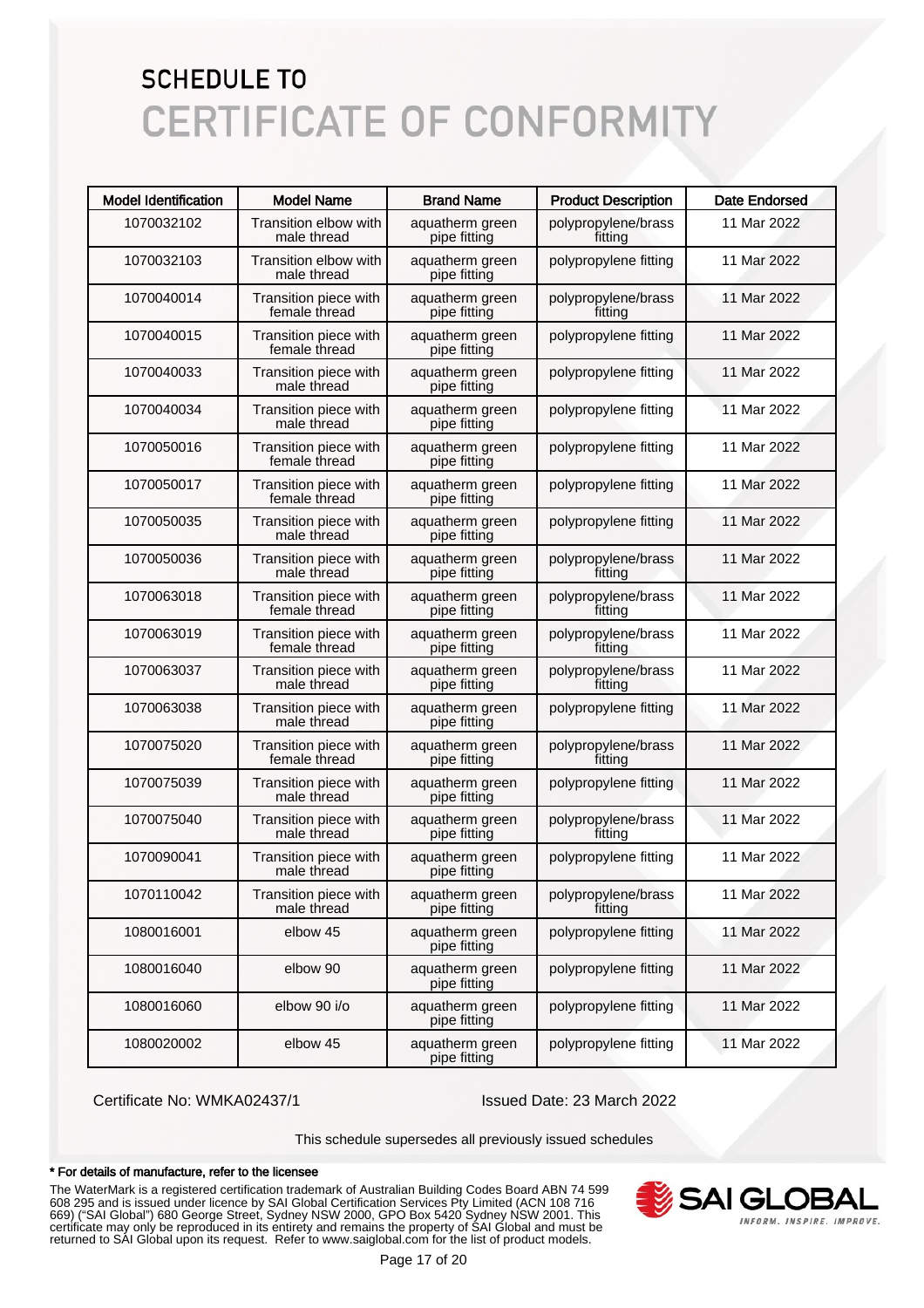# SCHEDULE TO
# CERTIFICATE OF CONFORMITY

| Model Identification | Model Name | Brand Name | Product Description | Date Endorsed |
|---|---|---|---|---|
| 1070032102 | Transition elbow with male thread | aquatherm green pipe fitting | polypropylene/brass fitting | 11 Mar 2022 |
| 1070032103 | Transition elbow with male thread | aquatherm green pipe fitting | polypropylene fitting | 11 Mar 2022 |
| 1070040014 | Transition piece with female thread | aquatherm green pipe fitting | polypropylene/brass fitting | 11 Mar 2022 |
| 1070040015 | Transition piece with female thread | aquatherm green pipe fitting | polypropylene fitting | 11 Mar 2022 |
| 1070040033 | Transition piece with male thread | aquatherm green pipe fitting | polypropylene fitting | 11 Mar 2022 |
| 1070040034 | Transition piece with male thread | aquatherm green pipe fitting | polypropylene fitting | 11 Mar 2022 |
| 1070050016 | Transition piece with female thread | aquatherm green pipe fitting | polypropylene fitting | 11 Mar 2022 |
| 1070050017 | Transition piece with female thread | aquatherm green pipe fitting | polypropylene fitting | 11 Mar 2022 |
| 1070050035 | Transition piece with male thread | aquatherm green pipe fitting | polypropylene fitting | 11 Mar 2022 |
| 1070050036 | Transition piece with male thread | aquatherm green pipe fitting | polypropylene/brass fitting | 11 Mar 2022 |
| 1070063018 | Transition piece with female thread | aquatherm green pipe fitting | polypropylene/brass fitting | 11 Mar 2022 |
| 1070063019 | Transition piece with female thread | aquatherm green pipe fitting | polypropylene/brass fitting | 11 Mar 2022 |
| 1070063037 | Transition piece with male thread | aquatherm green pipe fitting | polypropylene/brass fitting | 11 Mar 2022 |
| 1070063038 | Transition piece with male thread | aquatherm green pipe fitting | polypropylene fitting | 11 Mar 2022 |
| 1070075020 | Transition piece with female thread | aquatherm green pipe fitting | polypropylene/brass fitting | 11 Mar 2022 |
| 1070075039 | Transition piece with male thread | aquatherm green pipe fitting | polypropylene fitting | 11 Mar 2022 |
| 1070075040 | Transition piece with male thread | aquatherm green pipe fitting | polypropylene/brass fitting | 11 Mar 2022 |
| 1070090041 | Transition piece with male thread | aquatherm green pipe fitting | polypropylene fitting | 11 Mar 2022 |
| 1070110042 | Transition piece with male thread | aquatherm green pipe fitting | polypropylene/brass fitting | 11 Mar 2022 |
| 1080016001 | elbow 45 | aquatherm green pipe fitting | polypropylene fitting | 11 Mar 2022 |
| 1080016040 | elbow 90 | aquatherm green pipe fitting | polypropylene fitting | 11 Mar 2022 |
| 1080016060 | elbow 90 i/o | aquatherm green pipe fitting | polypropylene fitting | 11 Mar 2022 |
| 1080020002 | elbow 45 | aquatherm green pipe fitting | polypropylene fitting | 11 Mar 2022 |

Certificate No: WMKA02437/1

Issued Date: 23 March 2022

This schedule supersedes all previously issued schedules

**\* For details of manufacture, refer to the licensee**

The WaterMark is a registered certification trademark of Australian Building Codes Board ABN 74 599 608 295 and is issued under licence by SAI Global Certification Services Pty Limited (ACN 108 716 669) ("SAI Global") 680 George Street, Sydney NSW 2000, GPO Box 5420 Sydney NSW 2001. This certificate may only be reproduced in its entirety and remains the property of SAI Global and must be returned to SAI Global upon its request. Refer to www.saiglobal.com for the list of product models.

SAI GLOBAL
INFORM. INSPIRE. IMPROVE.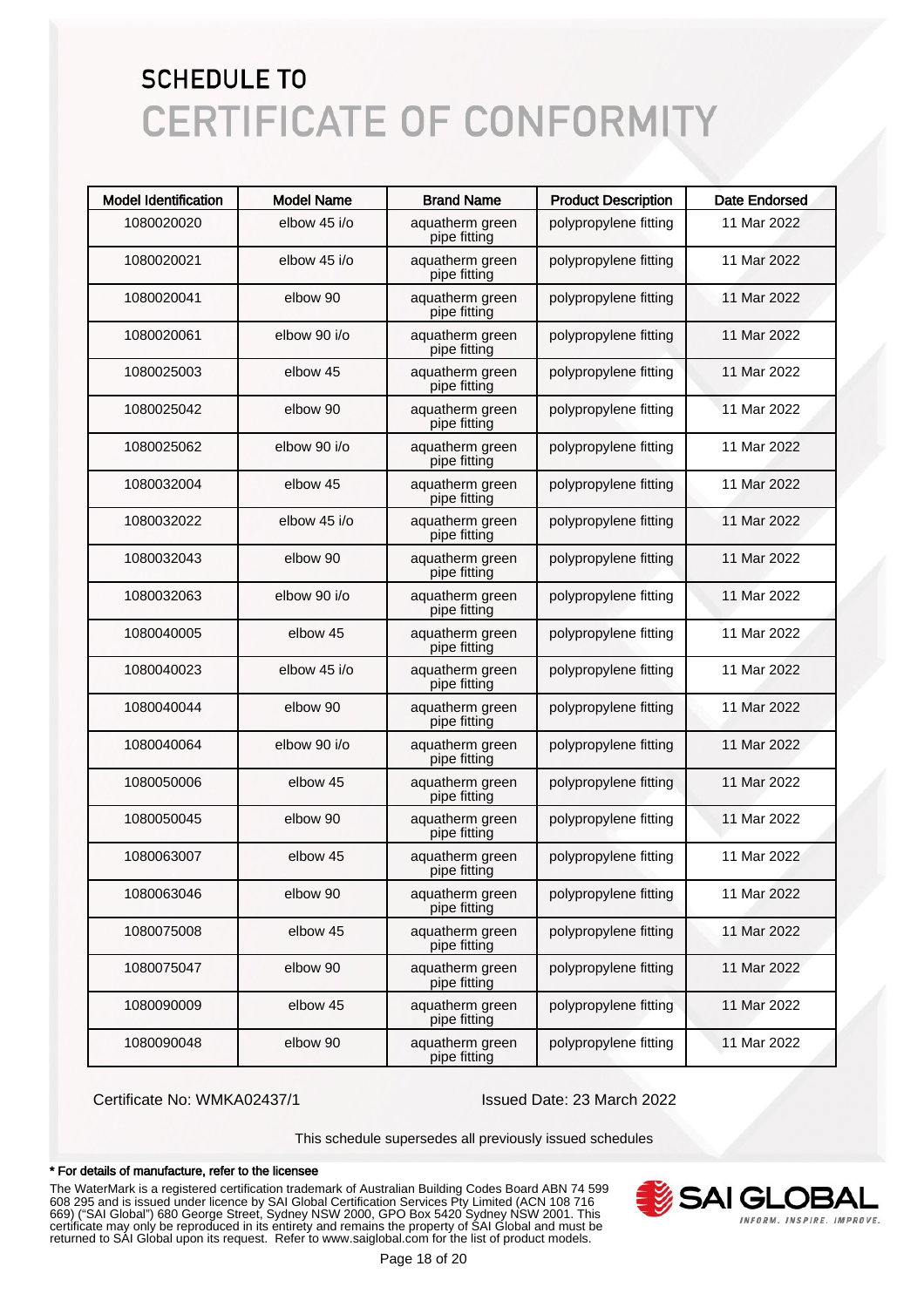# SCHEDULE TO
# CERTIFICATE OF CONFORMITY

| Model Identification | Model Name | Brand Name | Product Description | Date Endorsed |
|---|---|---|---|---|
| 1080020020 | elbow 45 i/o | aquatherm green pipe fitting | polypropylene fitting | 11 Mar 2022 |
| 1080020021 | elbow 45 i/o | aquatherm green pipe fitting | polypropylene fitting | 11 Mar 2022 |
| 1080020041 | elbow 90 | aquatherm green pipe fitting | polypropylene fitting | 11 Mar 2022 |
| 1080020061 | elbow 90 i/o | aquatherm green pipe fitting | polypropylene fitting | 11 Mar 2022 |
| 1080025003 | elbow 45 | aquatherm green pipe fitting | polypropylene fitting | 11 Mar 2022 |
| 1080025042 | elbow 90 | aquatherm green pipe fitting | polypropylene fitting | 11 Mar 2022 |
| 1080025062 | elbow 90 i/o | aquatherm green pipe fitting | polypropylene fitting | 11 Mar 2022 |
| 1080032004 | elbow 45 | aquatherm green pipe fitting | polypropylene fitting | 11 Mar 2022 |
| 1080032022 | elbow 45 i/o | aquatherm green pipe fitting | polypropylene fitting | 11 Mar 2022 |
| 1080032043 | elbow 90 | aquatherm green pipe fitting | polypropylene fitting | 11 Mar 2022 |
| 1080032063 | elbow 90 i/o | aquatherm green pipe fitting | polypropylene fitting | 11 Mar 2022 |
| 1080040005 | elbow 45 | aquatherm green pipe fitting | polypropylene fitting | 11 Mar 2022 |
| 1080040023 | elbow 45 i/o | aquatherm green pipe fitting | polypropylene fitting | 11 Mar 2022 |
| 1080040044 | elbow 90 | aquatherm green pipe fitting | polypropylene fitting | 11 Mar 2022 |
| 1080040064 | elbow 90 i/o | aquatherm green pipe fitting | polypropylene fitting | 11 Mar 2022 |
| 1080050006 | elbow 45 | aquatherm green pipe fitting | polypropylene fitting | 11 Mar 2022 |
| 1080050045 | elbow 90 | aquatherm green pipe fitting | polypropylene fitting | 11 Mar 2022 |
| 1080063007 | elbow 45 | aquatherm green pipe fitting | polypropylene fitting | 11 Mar 2022 |
| 1080063046 | elbow 90 | aquatherm green pipe fitting | polypropylene fitting | 11 Mar 2022 |
| 1080075008 | elbow 45 | aquatherm green pipe fitting | polypropylene fitting | 11 Mar 2022 |
| 1080075047 | elbow 90 | aquatherm green pipe fitting | polypropylene fitting | 11 Mar 2022 |
| 1080090009 | elbow 45 | aquatherm green pipe fitting | polypropylene fitting | 11 Mar 2022 |
| 1080090048 | elbow 90 | aquatherm green pipe fitting | polypropylene fitting | 11 Mar 2022 |

Certificate No: WMKA02437/1

Issued Date: 23 March 2022

This schedule supersedes all previously issued schedules

**\* For details of manufacture, refer to the licensee**

The WaterMark is a registered certification trademark of Australian Building Codes Board ABN 74 599 608 295 and is issued under licence by SAI Global Certification Services Pty Limited (ACN 108 716 669) ("SAI Global") 680 George Street, Sydney NSW 2000, GPO Box 5420 Sydney NSW 2001. This certificate may only be reproduced in its entirety and remains the property of SAI Global and must be returned to SAI Global upon its request. Refer to www.saiglobal.com for the list of product models.

SAI GLOBAL
INFORM. INSPIRE. IMPROVE.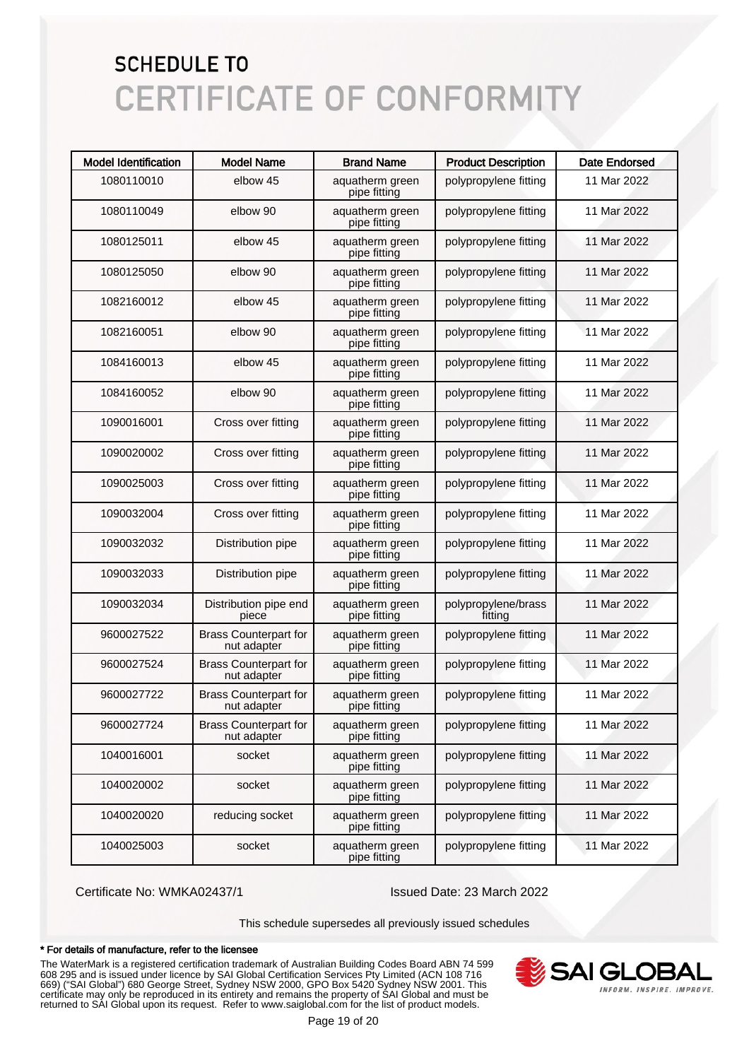# SCHEDULE TO
# CERTIFICATE OF CONFORMITY

| Model Identification | Model Name | Brand Name | Product Description | Date Endorsed |
|---|---|---|---|---|
| 1080110010 | elbow 45 | aquatherm green pipe fitting | polypropylene fitting | 11 Mar 2022 |
| 1080110049 | elbow 90 | aquatherm green pipe fitting | polypropylene fitting | 11 Mar 2022 |
| 1080125011 | elbow 45 | aquatherm green pipe fitting | polypropylene fitting | 11 Mar 2022 |
| 1080125050 | elbow 90 | aquatherm green pipe fitting | polypropylene fitting | 11 Mar 2022 |
| 1082160012 | elbow 45 | aquatherm green pipe fitting | polypropylene fitting | 11 Mar 2022 |
| 1082160051 | elbow 90 | aquatherm green pipe fitting | polypropylene fitting | 11 Mar 2022 |
| 1084160013 | elbow 45 | aquatherm green pipe fitting | polypropylene fitting | 11 Mar 2022 |
| 1084160052 | elbow 90 | aquatherm green pipe fitting | polypropylene fitting | 11 Mar 2022 |
| 1090016001 | Cross over fitting | aquatherm green pipe fitting | polypropylene fitting | 11 Mar 2022 |
| 1090020002 | Cross over fitting | aquatherm green pipe fitting | polypropylene fitting | 11 Mar 2022 |
| 1090025003 | Cross over fitting | aquatherm green pipe fitting | polypropylene fitting | 11 Mar 2022 |
| 1090032004 | Cross over fitting | aquatherm green pipe fitting | polypropylene fitting | 11 Mar 2022 |
| 1090032032 | Distribution pipe | aquatherm green pipe fitting | polypropylene fitting | 11 Mar 2022 |
| 1090032033 | Distribution pipe | aquatherm green pipe fitting | polypropylene fitting | 11 Mar 2022 |
| 1090032034 | Distribution pipe end piece | aquatherm green pipe fitting | polypropylene/brass fitting | 11 Mar 2022 |
| 9600027522 | Brass Counterpart for nut adapter | aquatherm green pipe fitting | polypropylene fitting | 11 Mar 2022 |
| 9600027524 | Brass Counterpart for nut adapter | aquatherm green pipe fitting | polypropylene fitting | 11 Mar 2022 |
| 9600027722 | Brass Counterpart for nut adapter | aquatherm green pipe fitting | polypropylene fitting | 11 Mar 2022 |
| 9600027724 | Brass Counterpart for nut adapter | aquatherm green pipe fitting | polypropylene fitting | 11 Mar 2022 |
| 1040016001 | socket | aquatherm green pipe fitting | polypropylene fitting | 11 Mar 2022 |
| 1040020002 | socket | aquatherm green pipe fitting | polypropylene fitting | 11 Mar 2022 |
| 1040020020 | reducing socket | aquatherm green pipe fitting | polypropylene fitting | 11 Mar 2022 |
| 1040025003 | socket | aquatherm green pipe fitting | polypropylene fitting | 11 Mar 2022 |

Certificate No: WMKA02437/1 Issued Date: 23 March 2022

This schedule supersedes all previously issued schedules

**\* For details of manufacture, refer to the licensee**

The WaterMark is a registered certification trademark of Australian Building Codes Board ABN 74 599 608 295 and is issued under licence by SAI Global Certification Services Pty Limited (ACN 108 716 669) ("SAI Global") 680 George Street, Sydney NSW 2000, GPO Box 5420 Sydney NSW 2001. This certificate may only be reproduced in its entirety and remains the property of SAI Global and must be returned to SAI Global upon its request. Refer to www.saiglobal.com for the list of product models.

SAI GLOBAL — INFORM. INSPIRE. IMPROVE.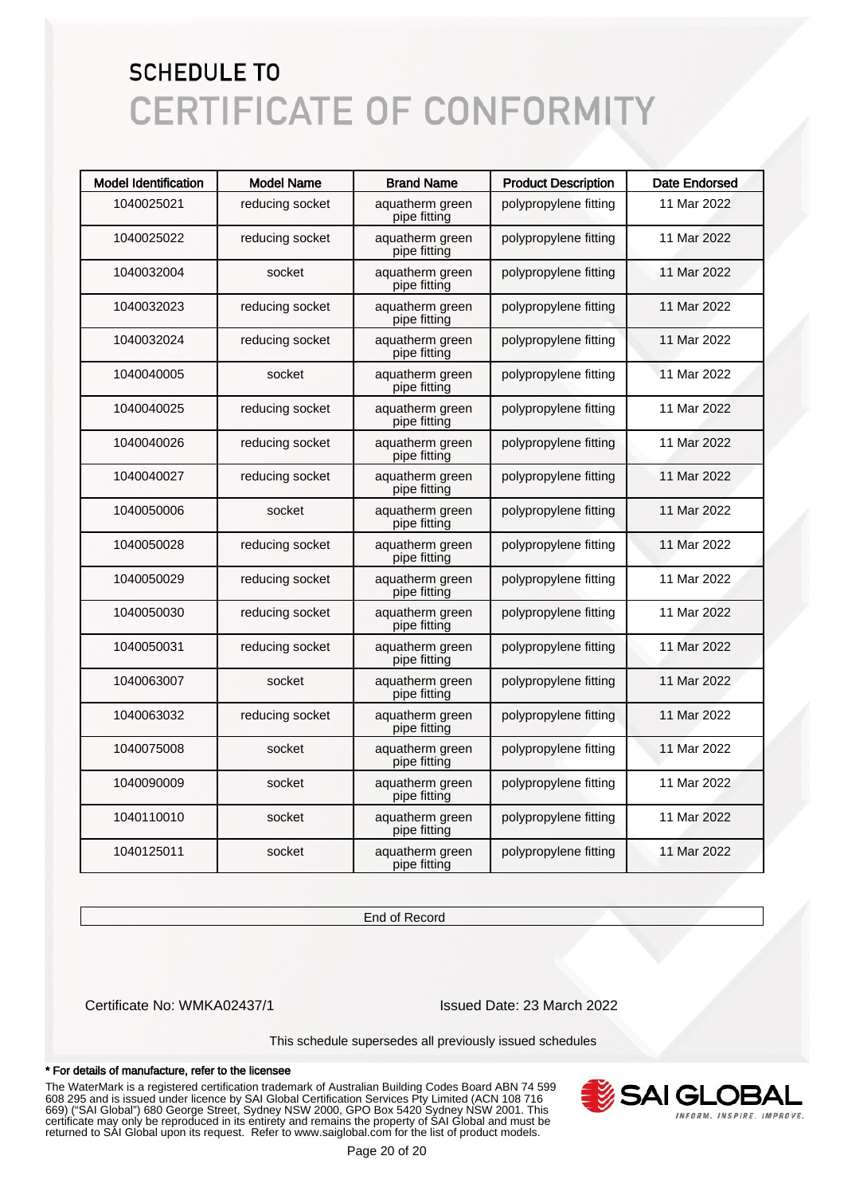# SCHEDULE TO CERTIFICATE OF CONFORMITY

| Model Identification | Model Name | Brand Name | Product Description | Date Endorsed |
|---|---|---|---|---|
| 1040025021 | reducing socket | aquatherm green pipe fitting | polypropylene fitting | 11 Mar 2022 |
| 1040025022 | reducing socket | aquatherm green pipe fitting | polypropylene fitting | 11 Mar 2022 |
| 1040032004 | socket | aquatherm green pipe fitting | polypropylene fitting | 11 Mar 2022 |
| 1040032023 | reducing socket | aquatherm green pipe fitting | polypropylene fitting | 11 Mar 2022 |
| 1040032024 | reducing socket | aquatherm green pipe fitting | polypropylene fitting | 11 Mar 2022 |
| 1040040005 | socket | aquatherm green pipe fitting | polypropylene fitting | 11 Mar 2022 |
| 1040040025 | reducing socket | aquatherm green pipe fitting | polypropylene fitting | 11 Mar 2022 |
| 1040040026 | reducing socket | aquatherm green pipe fitting | polypropylene fitting | 11 Mar 2022 |
| 1040040027 | reducing socket | aquatherm green pipe fitting | polypropylene fitting | 11 Mar 2022 |
| 1040050006 | socket | aquatherm green pipe fitting | polypropylene fitting | 11 Mar 2022 |
| 1040050028 | reducing socket | aquatherm green pipe fitting | polypropylene fitting | 11 Mar 2022 |
| 1040050029 | reducing socket | aquatherm green pipe fitting | polypropylene fitting | 11 Mar 2022 |
| 1040050030 | reducing socket | aquatherm green pipe fitting | polypropylene fitting | 11 Mar 2022 |
| 1040050031 | reducing socket | aquatherm green pipe fitting | polypropylene fitting | 11 Mar 2022 |
| 1040063007 | socket | aquatherm green pipe fitting | polypropylene fitting | 11 Mar 2022 |
| 1040063032 | reducing socket | aquatherm green pipe fitting | polypropylene fitting | 11 Mar 2022 |
| 1040075008 | socket | aquatherm green pipe fitting | polypropylene fitting | 11 Mar 2022 |
| 1040090009 | socket | aquatherm green pipe fitting | polypropylene fitting | 11 Mar 2022 |
| 1040110010 | socket | aquatherm green pipe fitting | polypropylene fitting | 11 Mar 2022 |
| 1040125011 | socket | aquatherm green pipe fitting | polypropylene fitting | 11 Mar 2022 |

End of Record

Certificate No: WMKA02437/1

Issued Date: 23 March 2022

This schedule supersedes all previously issued schedules

**\* For details of manufacture, refer to the licensee**

The WaterMark is a registered certification trademark of Australian Building Codes Board ABN 74 599 608 295 and is issued under licence by SAI Global Certification Services Pty Limited (ACN 108 716 669) ("SAI Global") 680 George Street, Sydney NSW 2000, GPO Box 5420 Sydney NSW 2001. This certificate may only be reproduced in its entirety and remains the property of SAI Global and must be returned to SAI Global upon its request. Refer to www.saiglobal.com for the list of product models.

SAI GLOBAL
INFORM. INSPIRE. IMPROVE.